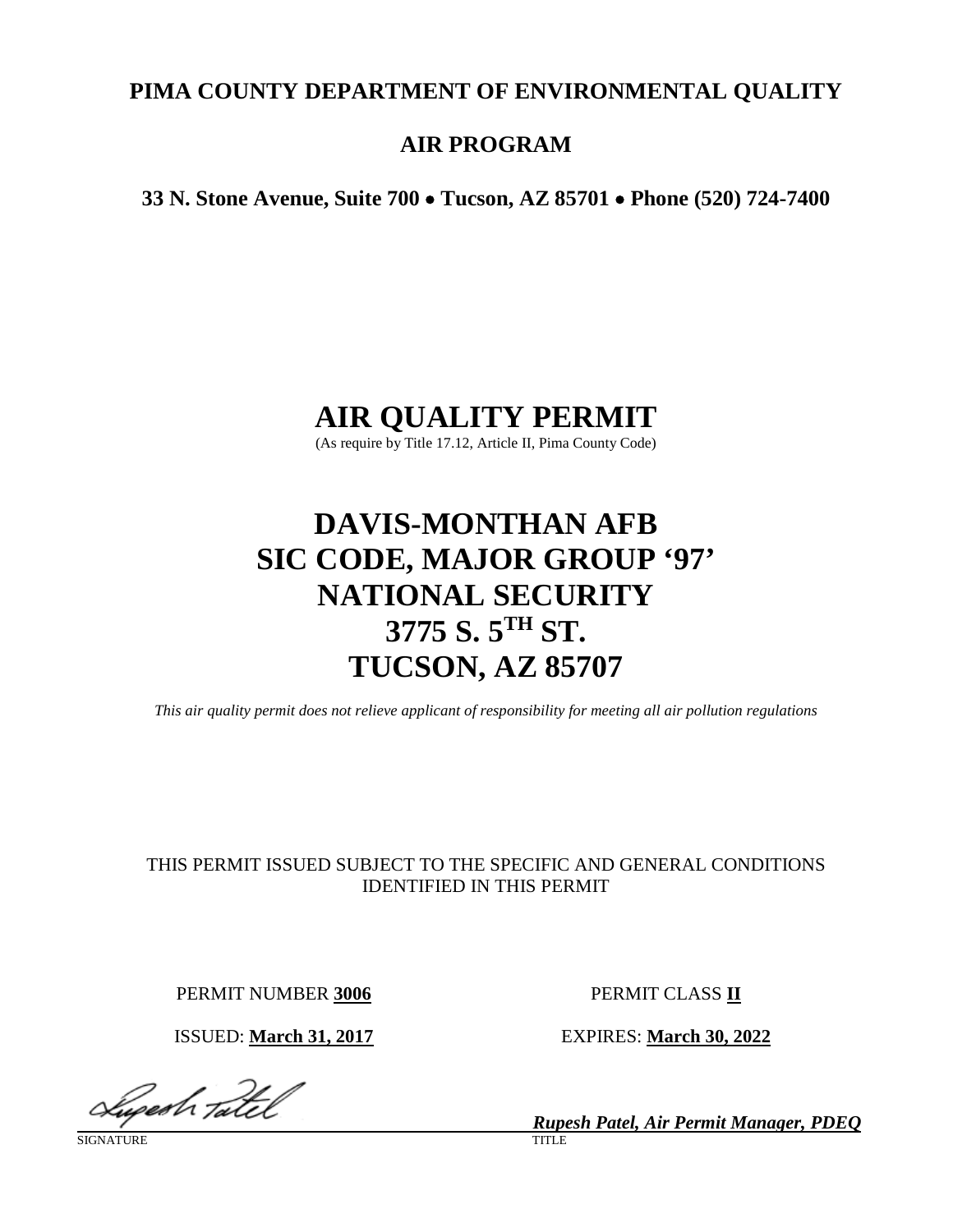**PIMA COUNTY DEPARTMENT OF ENVIRONMENTAL QUALITY**

**AIR PROGRAM**

**33 N. Stone Avenue, Suite 700 • Tucson, AZ 85701 • Phone (520) 724-7400**

# AIR QUALITY PERMIT

(As require by Title 17.12, Article II, Pima County Code)

# DAVIS-MONTHAN AFB
# SIC CODE, MAJOR GROUP '97'
# NATIONAL SECURITY
# 3775 S. 5TH ST.
# TUCSON, AZ 85707

*This air quality permit does not relieve applicant of responsibility for meeting all air pollution regulations*

THIS PERMIT ISSUED SUBJECT TO THE SPECIFIC AND GENERAL CONDITIONS IDENTIFIED IN THIS PERMIT

PERMIT NUMBER **3006** PERMIT CLASS **II**

ISSUED: **March 31, 2017** EXPIRES: **March 30, 2022**

SIGNATURE

***Rupesh Patel, Air Permit Manager, PDEQ***
TITLE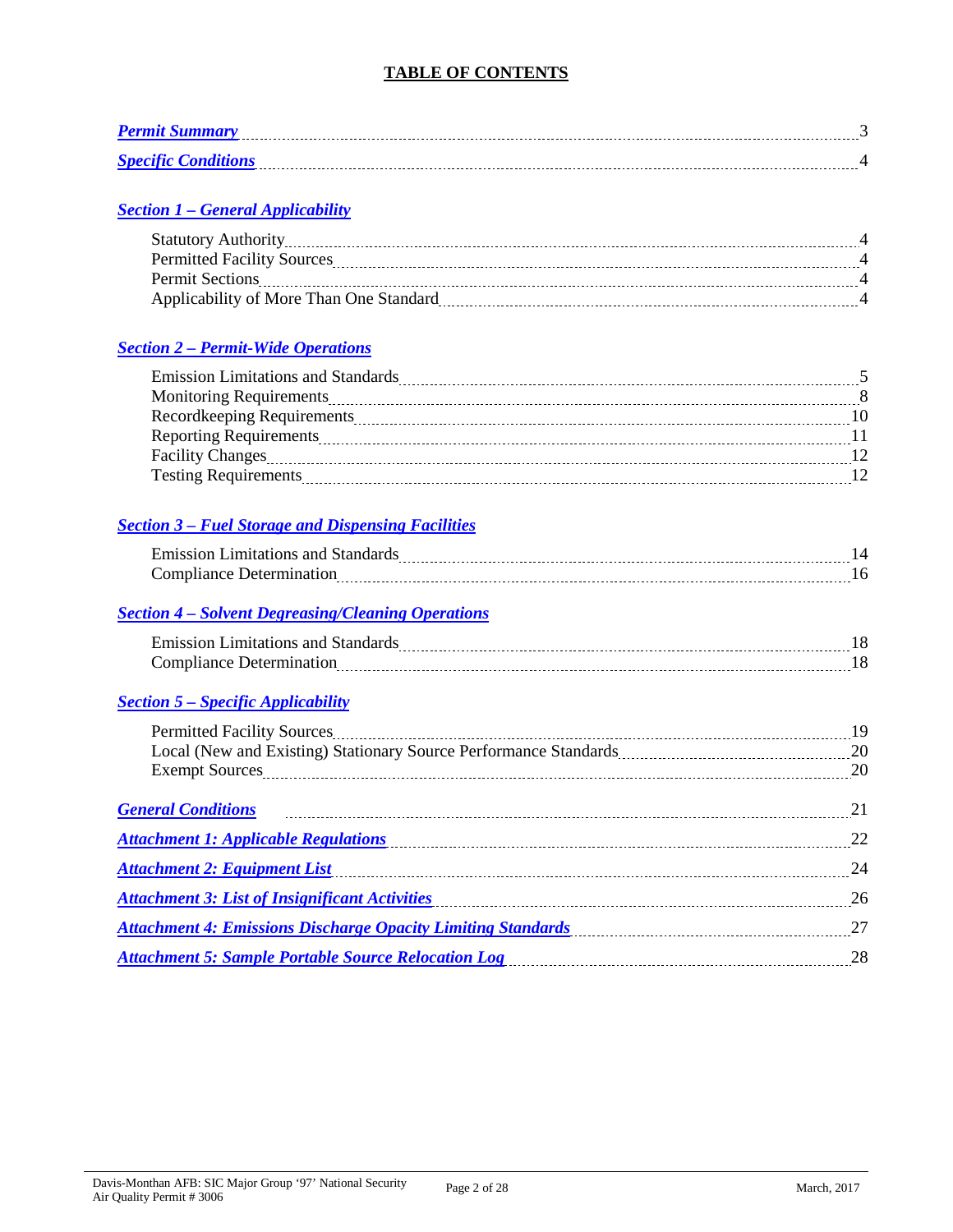# TABLE OF CONTENTS

***Permit Summary*** .......... 3

***Specific Conditions*** .......... 4

## ***Section 1 – General Applicability***

- Statutory Authority .......... 4
- Permitted Facility Sources .......... 4
- Permit Sections .......... 4
- Applicability of More Than One Standard .......... 4

## ***Section 2 – Permit-Wide Operations***

- Emission Limitations and Standards .......... 5
- Monitoring Requirements .......... 8
- Recordkeeping Requirements .......... 10
- Reporting Requirements .......... 11
- Facility Changes .......... 12
- Testing Requirements .......... 12

## ***Section 3 – Fuel Storage and Dispensing Facilities***

- Emission Limitations and Standards .......... 14
- Compliance Determination .......... 16

## ***Section 4 – Solvent Degreasing/Cleaning Operations***

- Emission Limitations and Standards .......... 18
- Compliance Determination .......... 18

## ***Section 5 – Specific Applicability***

- Permitted Facility Sources .......... 19
- Local (New and Existing) Stationary Source Performance Standards .......... 20
- Exempt Sources .......... 20

***General Conditions*** .......... 21

***Attachment 1: Applicable Regulations*** .......... 22

***Attachment 2: Equipment List*** .......... 24

***Attachment 3: List of Insignificant Activities*** .......... 26

***Attachment 4: Emissions Discharge Opacity Limiting Standards*** .......... 27

***Attachment 5: Sample Portable Source Relocation Log*** .......... 28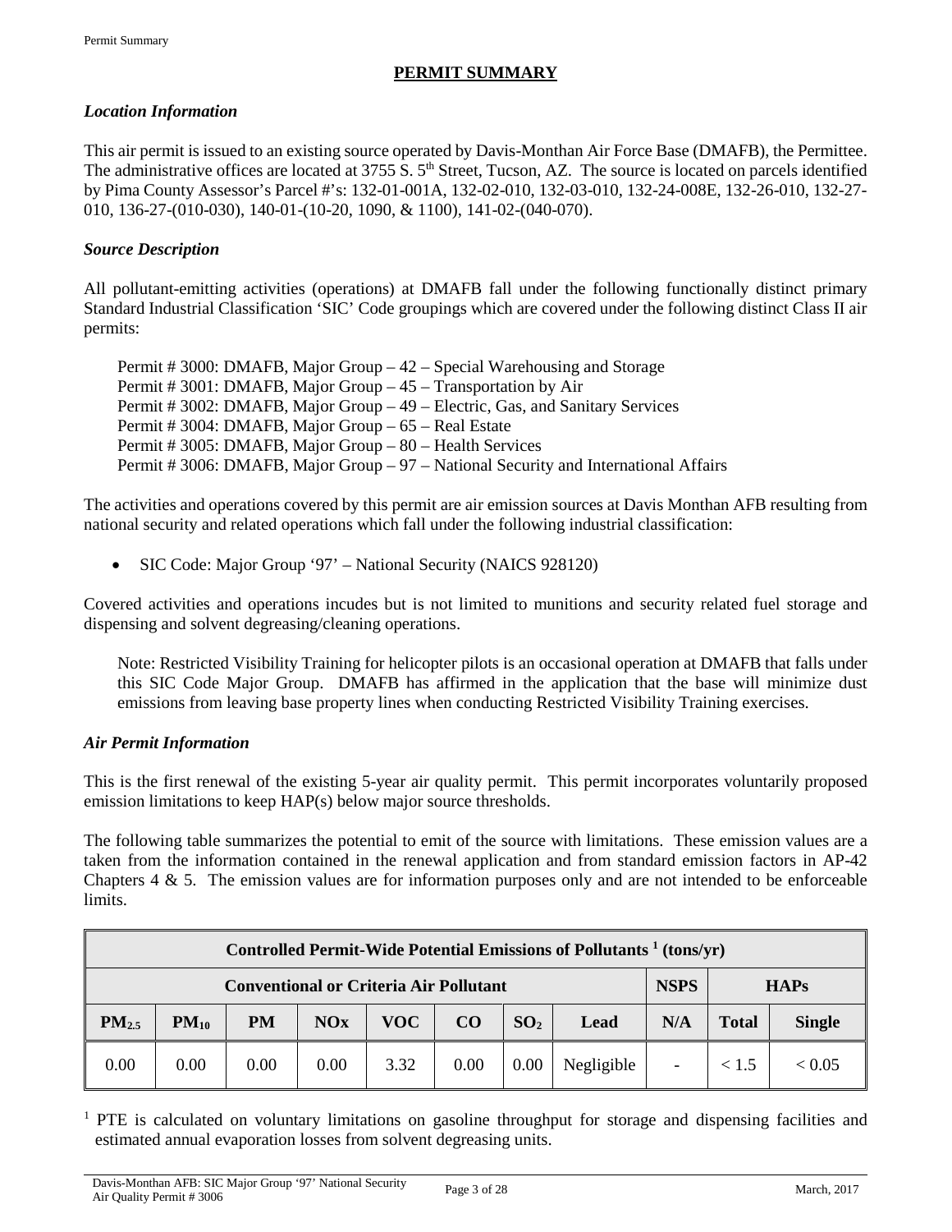## PERMIT SUMMARY

### *Location Information*

This air permit is issued to an existing source operated by Davis-Monthan Air Force Base (DMAFB), the Permittee. The administrative offices are located at 3755 S. 5th Street, Tucson, AZ. The source is located on parcels identified by Pima County Assessor's Parcel #'s: 132-01-001A, 132-02-010, 132-03-010, 132-24-008E, 132-26-010, 132-27-010, 136-27-(010-030), 140-01-(10-20, 1090, & 1100), 141-02-(040-070).

### *Source Description*

All pollutant-emitting activities (operations) at DMAFB fall under the following functionally distinct primary Standard Industrial Classification 'SIC' Code groupings which are covered under the following distinct Class II air permits:

Permit # 3000: DMAFB, Major Group – 42 – Special Warehousing and Storage
Permit # 3001: DMAFB, Major Group – 45 – Transportation by Air
Permit # 3002: DMAFB, Major Group – 49 – Electric, Gas, and Sanitary Services
Permit # 3004: DMAFB, Major Group – 65 – Real Estate
Permit # 3005: DMAFB, Major Group – 80 – Health Services
Permit # 3006: DMAFB, Major Group – 97 – National Security and International Affairs

The activities and operations covered by this permit are air emission sources at Davis Monthan AFB resulting from national security and related operations which fall under the following industrial classification:

- SIC Code: Major Group '97' – National Security (NAICS 928120)

Covered activities and operations incudes but is not limited to munitions and security related fuel storage and dispensing and solvent degreasing/cleaning operations.

Note: Restricted Visibility Training for helicopter pilots is an occasional operation at DMAFB that falls under this SIC Code Major Group. DMAFB has affirmed in the application that the base will minimize dust emissions from leaving base property lines when conducting Restricted Visibility Training exercises.

### *Air Permit Information*

This is the first renewal of the existing 5-year air quality permit. This permit incorporates voluntarily proposed emission limitations to keep HAP(s) below major source thresholds.

The following table summarizes the potential to emit of the source with limitations. These emission values are a taken from the information contained in the renewal application and from standard emission factors in AP-42 Chapters 4 & 5. The emission values are for information purposes only and are not intended to be enforceable limits.

| Controlled Permit-Wide Potential Emissions of Pollutants [1] (tons/yr) | | | | | | | | | | |
|---|---|---|---|---|---|---|---|---|---|---|
| Conventional or Criteria Air Pollutant | | | | | | | | NSPS | HAPs | |
| $PM_{2.5}$ | $PM_{10}$ | PM | NOx | VOC | CO | $SO_2$ | Lead | N/A | Total | Single |
| 0.00 | 0.00 | 0.00 | 0.00 | 3.32 | 0.00 | 0.00 | Negligible | - | < 1.5 | < 0.05 |

[1] PTE is calculated on voluntary limitations on gasoline throughput for storage and dispensing facilities and estimated annual evaporation losses from solvent degreasing units.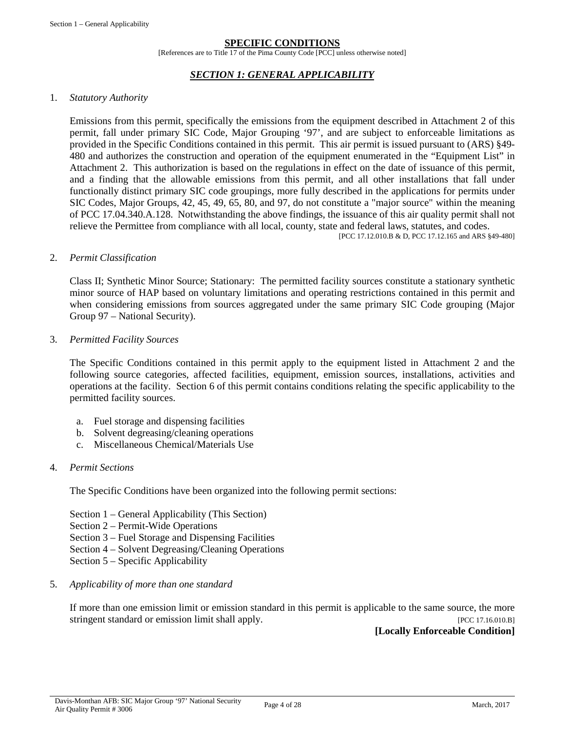## SPECIFIC CONDITIONS

[References are to Title 17 of the Pima County Code [PCC] unless otherwise noted]

### *SECTION 1: GENERAL APPLICABILITY*

1. *Statutory Authority*

   Emissions from this permit, specifically the emissions from the equipment described in Attachment 2 of this permit, fall under primary SIC Code, Major Grouping '97', and are subject to enforceable limitations as provided in the Specific Conditions contained in this permit. This air permit is issued pursuant to (ARS) §49-480 and authorizes the construction and operation of the equipment enumerated in the "Equipment List" in Attachment 2. This authorization is based on the regulations in effect on the date of issuance of this permit, and a finding that the allowable emissions from this permit, and all other installations that fall under functionally distinct primary SIC code groupings, more fully described in the applications for permits under SIC Codes, Major Groups, 42, 45, 49, 65, 80, and 97, do not constitute a "major source" within the meaning of PCC 17.04.340.A.128. Notwithstanding the above findings, the issuance of this air quality permit shall not relieve the Permittee from compliance with all local, county, state and federal laws, statutes, and codes.

   [PCC 17.12.010.B & D, PCC 17.12.165 and ARS §49-480]

2. *Permit Classification*

   Class II; Synthetic Minor Source; Stationary: The permitted facility sources constitute a stationary synthetic minor source of HAP based on voluntary limitations and operating restrictions contained in this permit and when considering emissions from sources aggregated under the same primary SIC Code grouping (Major Group 97 – National Security).

3. *Permitted Facility Sources*

   The Specific Conditions contained in this permit apply to the equipment listed in Attachment 2 and the following source categories, affected facilities, equipment, emission sources, installations, activities and operations at the facility. Section 6 of this permit contains conditions relating the specific applicability to the permitted facility sources.

   a. Fuel storage and dispensing facilities
   b. Solvent degreasing/cleaning operations
   c. Miscellaneous Chemical/Materials Use

4. *Permit Sections*

   The Specific Conditions have been organized into the following permit sections:

   Section 1 – General Applicability (This Section)
   Section 2 – Permit-Wide Operations
   Section 3 – Fuel Storage and Dispensing Facilities
   Section 4 – Solvent Degreasing/Cleaning Operations
   Section 5 – Specific Applicability

5. *Applicability of more than one standard*

   If more than one emission limit or emission standard in this permit is applicable to the same source, the more stringent standard or emission limit shall apply. [PCC 17.16.010.B]

   **[Locally Enforceable Condition]**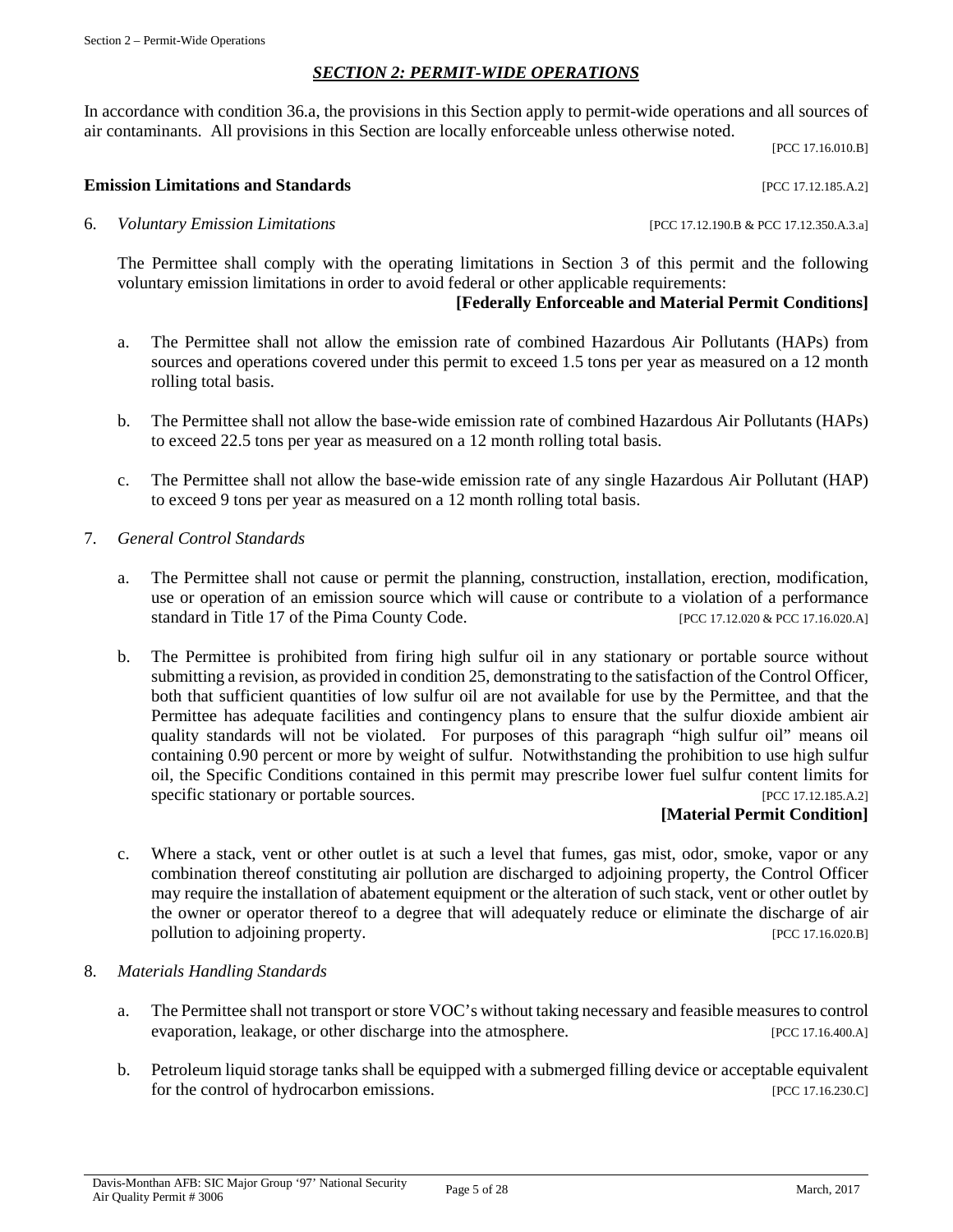## *SECTION 2: PERMIT-WIDE OPERATIONS*

In accordance with condition 36.a, the provisions in this Section apply to permit-wide operations and all sources of air contaminants. All provisions in this Section are locally enforceable unless otherwise noted.

[PCC 17.16.010.B]

### Emission Limitations and Standards [PCC 17.12.185.A.2]

6. *Voluntary Emission Limitations* [PCC 17.12.190.B & PCC 17.12.350.A.3.a]

   The Permittee shall comply with the operating limitations in Section 3 of this permit and the following voluntary emission limitations in order to avoid federal or other applicable requirements:

   **[Federally Enforceable and Material Permit Conditions]**

   a. The Permittee shall not allow the emission rate of combined Hazardous Air Pollutants (HAPs) from sources and operations covered under this permit to exceed 1.5 tons per year as measured on a 12 month rolling total basis.

   b. The Permittee shall not allow the base-wide emission rate of combined Hazardous Air Pollutants (HAPs) to exceed 22.5 tons per year as measured on a 12 month rolling total basis.

   c. The Permittee shall not allow the base-wide emission rate of any single Hazardous Air Pollutant (HAP) to exceed 9 tons per year as measured on a 12 month rolling total basis.

7. *General Control Standards*

   a. The Permittee shall not cause or permit the planning, construction, installation, erection, modification, use or operation of an emission source which will cause or contribute to a violation of a performance standard in Title 17 of the Pima County Code. [PCC 17.12.020 & PCC 17.16.020.A]

   b. The Permittee is prohibited from firing high sulfur oil in any stationary or portable source without submitting a revision, as provided in condition 25, demonstrating to the satisfaction of the Control Officer, both that sufficient quantities of low sulfur oil are not available for use by the Permittee, and that the Permittee has adequate facilities and contingency plans to ensure that the sulfur dioxide ambient air quality standards will not be violated. For purposes of this paragraph "high sulfur oil" means oil containing 0.90 percent or more by weight of sulfur. Notwithstanding the prohibition to use high sulfur oil, the Specific Conditions contained in this permit may prescribe lower fuel sulfur content limits for specific stationary or portable sources. [PCC 17.12.185.A.2]

      **[Material Permit Condition]**

   c. Where a stack, vent or other outlet is at such a level that fumes, gas mist, odor, smoke, vapor or any combination thereof constituting air pollution are discharged to adjoining property, the Control Officer may require the installation of abatement equipment or the alteration of such stack, vent or other outlet by the owner or operator thereof to a degree that will adequately reduce or eliminate the discharge of air pollution to adjoining property. [PCC 17.16.020.B]

8. *Materials Handling Standards*

   a. The Permittee shall not transport or store VOC's without taking necessary and feasible measures to control evaporation, leakage, or other discharge into the atmosphere. [PCC 17.16.400.A]

   b. Petroleum liquid storage tanks shall be equipped with a submerged filling device or acceptable equivalent for the control of hydrocarbon emissions. [PCC 17.16.230.C]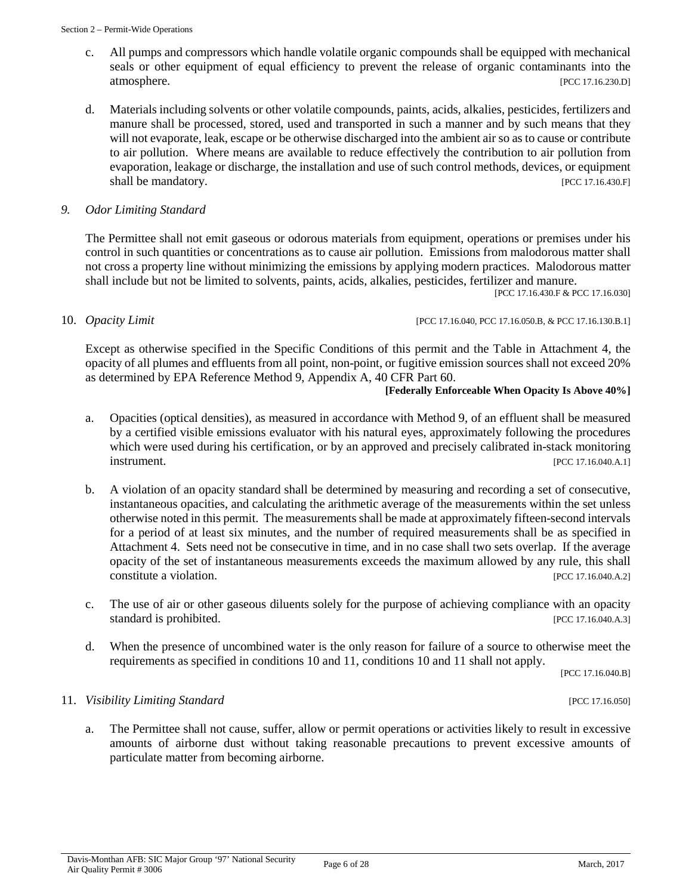c. All pumps and compressors which handle volatile organic compounds shall be equipped with mechanical seals or other equipment of equal efficiency to prevent the release of organic contaminants into the atmosphere. [PCC 17.16.230.D]

d. Materials including solvents or other volatile compounds, paints, acids, alkalies, pesticides, fertilizers and manure shall be processed, stored, used and transported in such a manner and by such means that they will not evaporate, leak, escape or be otherwise discharged into the ambient air so as to cause or contribute to air pollution. Where means are available to reduce effectively the contribution to air pollution from evaporation, leakage or discharge, the installation and use of such control methods, devices, or equipment shall be mandatory. [PCC 17.16.430.F]

9. *Odor Limiting Standard*

The Permittee shall not emit gaseous or odorous materials from equipment, operations or premises under his control in such quantities or concentrations as to cause air pollution. Emissions from malodorous matter shall not cross a property line without minimizing the emissions by applying modern practices. Malodorous matter shall include but not be limited to solvents, paints, acids, alkalies, pesticides, fertilizer and manure.

[PCC 17.16.430.F & PCC 17.16.030]

10. *Opacity Limit* [PCC 17.16.040, PCC 17.16.050.B, & PCC 17.16.130.B.1]

Except as otherwise specified in the Specific Conditions of this permit and the Table in Attachment 4, the opacity of all plumes and effluents from all point, non-point, or fugitive emission sources shall not exceed 20% as determined by EPA Reference Method 9, Appendix A, 40 CFR Part 60.

**[Federally Enforceable When Opacity Is Above 40%]**

a. Opacities (optical densities), as measured in accordance with Method 9, of an effluent shall be measured by a certified visible emissions evaluator with his natural eyes, approximately following the procedures which were used during his certification, or by an approved and precisely calibrated in-stack monitoring instrument. [PCC 17.16.040.A.1]

b. A violation of an opacity standard shall be determined by measuring and recording a set of consecutive, instantaneous opacities, and calculating the arithmetic average of the measurements within the set unless otherwise noted in this permit. The measurements shall be made at approximately fifteen-second intervals for a period of at least six minutes, and the number of required measurements shall be as specified in Attachment 4. Sets need not be consecutive in time, and in no case shall two sets overlap. If the average opacity of the set of instantaneous measurements exceeds the maximum allowed by any rule, this shall constitute a violation. [PCC 17.16.040.A.2]

c. The use of air or other gaseous diluents solely for the purpose of achieving compliance with an opacity standard is prohibited. [PCC 17.16.040.A.3]

d. When the presence of uncombined water is the only reason for failure of a source to otherwise meet the requirements as specified in conditions 10 and 11, conditions 10 and 11 shall not apply.

[PCC 17.16.040.B]

11. *Visibility Limiting Standard* [PCC 17.16.050]

a. The Permittee shall not cause, suffer, allow or permit operations or activities likely to result in excessive amounts of airborne dust without taking reasonable precautions to prevent excessive amounts of particulate matter from becoming airborne.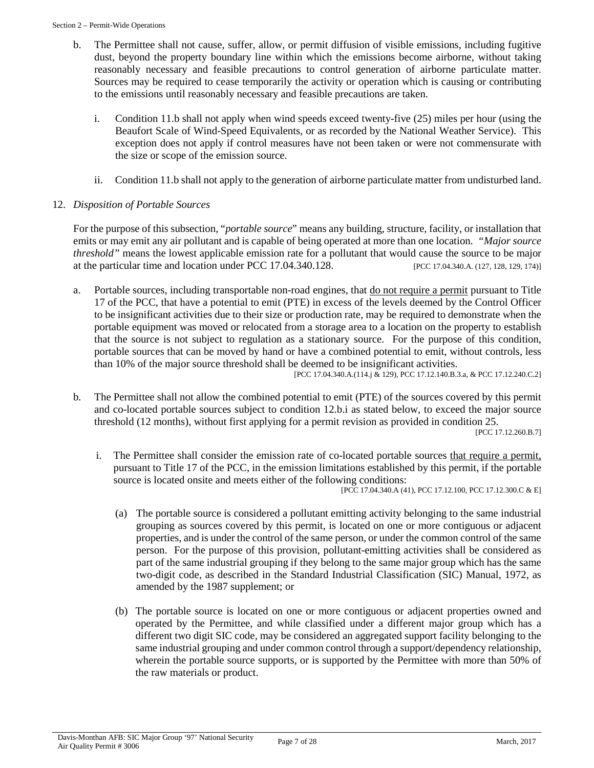b. The Permittee shall not cause, suffer, allow, or permit diffusion of visible emissions, including fugitive dust, beyond the property boundary line within which the emissions become airborne, without taking reasonably necessary and feasible precautions to control generation of airborne particulate matter. Sources may be required to cease temporarily the activity or operation which is causing or contributing to the emissions until reasonably necessary and feasible precautions are taken.

   i. Condition 11.b shall not apply when wind speeds exceed twenty-five (25) miles per hour (using the Beaufort Scale of Wind-Speed Equivalents, or as recorded by the National Weather Service). This exception does not apply if control measures have not been taken or were not commensurate with the size or scope of the emission source.

   ii. Condition 11.b shall not apply to the generation of airborne particulate matter from undisturbed land.

12. *Disposition of Portable Sources*

For the purpose of this subsection, "*portable source*" means any building, structure, facility, or installation that emits or may emit any air pollutant and is capable of being operated at more than one location. "*Major source threshold"* means the lowest applicable emission rate for a pollutant that would cause the source to be major at the particular time and location under PCC 17.04.340.128. [PCC 17.04.340.A. (127, 128, 129, 174)]

a. Portable sources, including transportable non-road engines, that <u>do not require a permit</u> pursuant to Title 17 of the PCC, that have a potential to emit (PTE) in excess of the levels deemed by the Control Officer to be insignificant activities due to their size or production rate, may be required to demonstrate when the portable equipment was moved or relocated from a storage area to a location on the property to establish that the source is not subject to regulation as a stationary source. For the purpose of this condition, portable sources that can be moved by hand or have a combined potential to emit, without controls, less than 10% of the major source threshold shall be deemed to be insignificant activities.
[PCC 17.04.340.A.(114.j & 129), PCC 17.12.140.B.3.a, & PCC 17.12.240.C.2]

b. The Permittee shall not allow the combined potential to emit (PTE) of the sources covered by this permit and co-located portable sources subject to condition 12.b.i as stated below, to exceed the major source threshold (12 months), without first applying for a permit revision as provided in condition 25.
[PCC 17.12.260.B.7]

   i. The Permittee shall consider the emission rate of co-located portable sources <u>that require a permit,</u> pursuant to Title 17 of the PCC, in the emission limitations established by this permit, if the portable source is located onsite and meets either of the following conditions:
   [PCC 17.04.340.A (41), PCC 17.12.100, PCC 17.12.300.C & E]

      (a) The portable source is considered a pollutant emitting activity belonging to the same industrial grouping as sources covered by this permit, is located on one or more contiguous or adjacent properties, and is under the control of the same person, or under the common control of the same person. For the purpose of this provision, pollutant-emitting activities shall be considered as part of the same industrial grouping if they belong to the same major group which has the same two-digit code, as described in the Standard Industrial Classification (SIC) Manual, 1972, as amended by the 1987 supplement; or

      (b) The portable source is located on one or more contiguous or adjacent properties owned and operated by the Permittee, and while classified under a different major group which has a different two digit SIC code, may be considered an aggregated support facility belonging to the same industrial grouping and under common control through a support/dependency relationship, wherein the portable source supports, or is supported by the Permittee with more than 50% of the raw materials or product.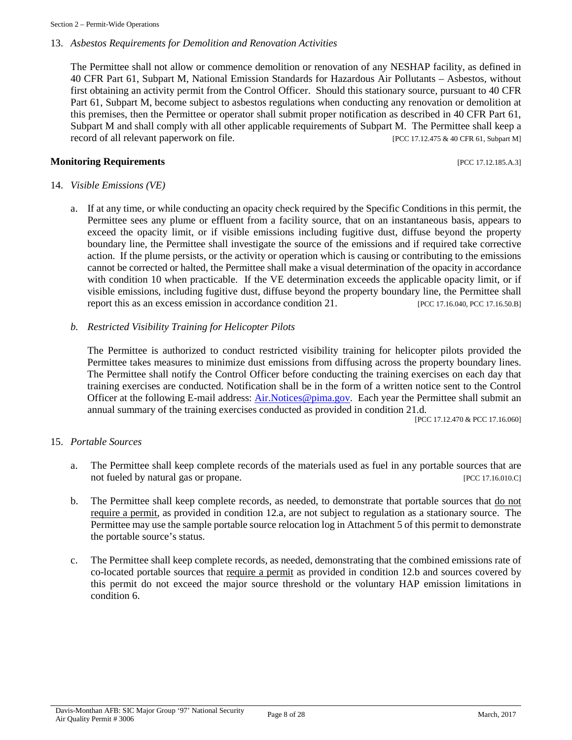13. *Asbestos Requirements for Demolition and Renovation Activities*

The Permittee shall not allow or commence demolition or renovation of any NESHAP facility, as defined in 40 CFR Part 61, Subpart M, National Emission Standards for Hazardous Air Pollutants – Asbestos, without first obtaining an activity permit from the Control Officer. Should this stationary source, pursuant to 40 CFR Part 61, Subpart M, become subject to asbestos regulations when conducting any renovation or demolition at this premises, then the Permittee or operator shall submit proper notification as described in 40 CFR Part 61, Subpart M and shall comply with all other applicable requirements of Subpart M. The Permittee shall keep a record of all relevant paperwork on file. [PCC 17.12.475 & 40 CFR 61, Subpart M]

**Monitoring Requirements** [PCC 17.12.185.A.3]

14. *Visible Emissions (VE)*

   a. If at any time, or while conducting an opacity check required by the Specific Conditions in this permit, the Permittee sees any plume or effluent from a facility source, that on an instantaneous basis, appears to exceed the opacity limit, or if visible emissions including fugitive dust, diffuse beyond the property boundary line, the Permittee shall investigate the source of the emissions and if required take corrective action. If the plume persists, or the activity or operation which is causing or contributing to the emissions cannot be corrected or halted, the Permittee shall make a visual determination of the opacity in accordance with condition 10 when practicable. If the VE determination exceeds the applicable opacity limit, or if visible emissions, including fugitive dust, diffuse beyond the property boundary line, the Permittee shall report this as an excess emission in accordance condition 21. [PCC 17.16.040, PCC 17.16.50.B]

   b. *Restricted Visibility Training for Helicopter Pilots*

      The Permittee is authorized to conduct restricted visibility training for helicopter pilots provided the Permittee takes measures to minimize dust emissions from diffusing across the property boundary lines. The Permittee shall notify the Control Officer before conducting the training exercises on each day that training exercises are conducted. Notification shall be in the form of a written notice sent to the Control Officer at the following E-mail address: Air.Notices@pima.gov. Each year the Permittee shall submit an annual summary of the training exercises conducted as provided in condition 21.d. [PCC 17.12.470 & PCC 17.16.060]

15. *Portable Sources*

   a. The Permittee shall keep complete records of the materials used as fuel in any portable sources that are not fueled by natural gas or propane. [PCC 17.16.010.C]

   b. The Permittee shall keep complete records, as needed, to demonstrate that portable sources that do not require a permit, as provided in condition 12.a, are not subject to regulation as a stationary source. The Permittee may use the sample portable source relocation log in Attachment 5 of this permit to demonstrate the portable source's status.

   c. The Permittee shall keep complete records, as needed, demonstrating that the combined emissions rate of co-located portable sources that require a permit as provided in condition 12.b and sources covered by this permit do not exceed the major source threshold or the voluntary HAP emission limitations in condition 6.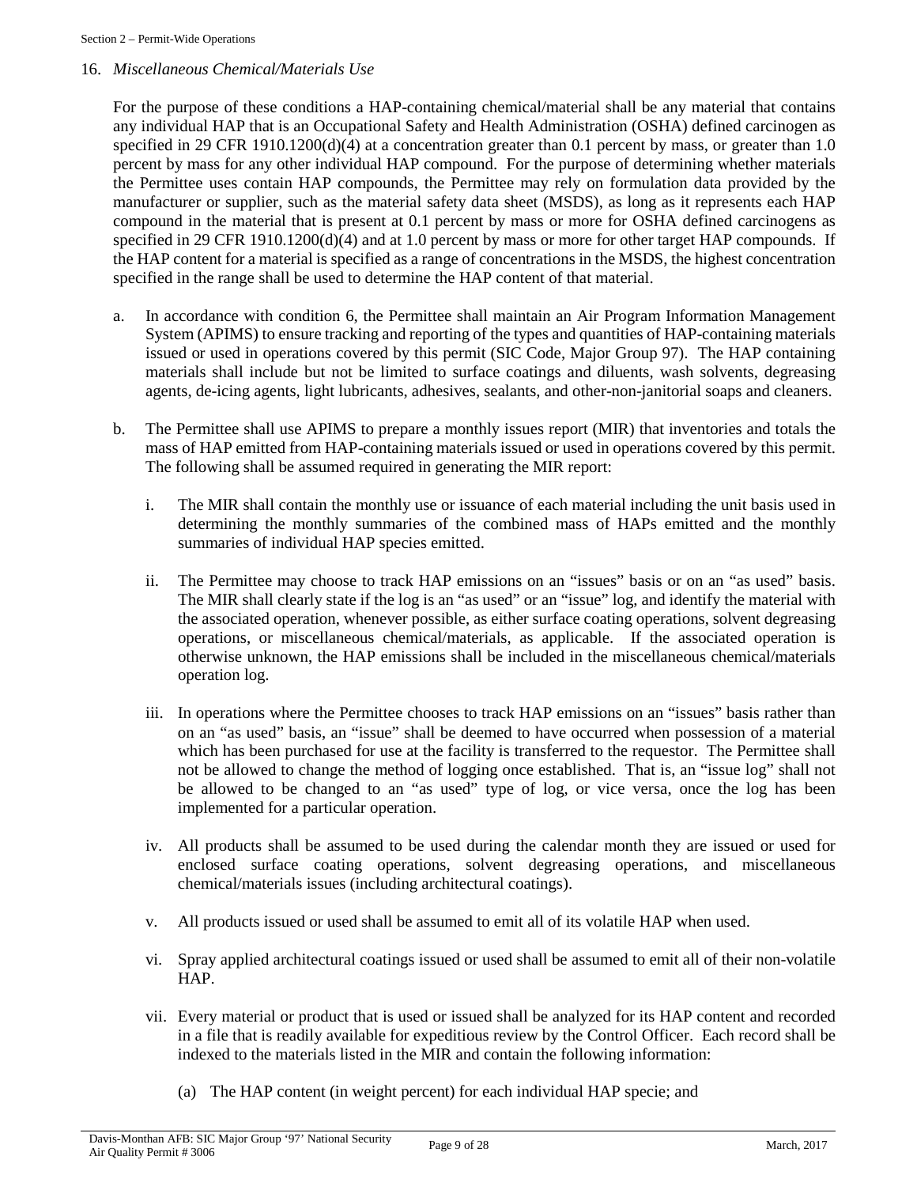16. *Miscellaneous Chemical/Materials Use*

For the purpose of these conditions a HAP-containing chemical/material shall be any material that contains any individual HAP that is an Occupational Safety and Health Administration (OSHA) defined carcinogen as specified in 29 CFR 1910.1200(d)(4) at a concentration greater than 0.1 percent by mass, or greater than 1.0 percent by mass for any other individual HAP compound. For the purpose of determining whether materials the Permittee uses contain HAP compounds, the Permittee may rely on formulation data provided by the manufacturer or supplier, such as the material safety data sheet (MSDS), as long as it represents each HAP compound in the material that is present at 0.1 percent by mass or more for OSHA defined carcinogens as specified in 29 CFR 1910.1200(d)(4) and at 1.0 percent by mass or more for other target HAP compounds. If the HAP content for a material is specified as a range of concentrations in the MSDS, the highest concentration specified in the range shall be used to determine the HAP content of that material.

a. In accordance with condition 6, the Permittee shall maintain an Air Program Information Management System (APIMS) to ensure tracking and reporting of the types and quantities of HAP-containing materials issued or used in operations covered by this permit (SIC Code, Major Group 97). The HAP containing materials shall include but not be limited to surface coatings and diluents, wash solvents, degreasing agents, de-icing agents, light lubricants, adhesives, sealants, and other-non-janitorial soaps and cleaners.

b. The Permittee shall use APIMS to prepare a monthly issues report (MIR) that inventories and totals the mass of HAP emitted from HAP-containing materials issued or used in operations covered by this permit. The following shall be assumed required in generating the MIR report:

   i. The MIR shall contain the monthly use or issuance of each material including the unit basis used in determining the monthly summaries of the combined mass of HAPs emitted and the monthly summaries of individual HAP species emitted.

   ii. The Permittee may choose to track HAP emissions on an "issues" basis or on an "as used" basis. The MIR shall clearly state if the log is an "as used" or an "issue" log, and identify the material with the associated operation, whenever possible, as either surface coating operations, solvent degreasing operations, or miscellaneous chemical/materials, as applicable. If the associated operation is otherwise unknown, the HAP emissions shall be included in the miscellaneous chemical/materials operation log.

   iii. In operations where the Permittee chooses to track HAP emissions on an "issues" basis rather than on an "as used" basis, an "issue" shall be deemed to have occurred when possession of a material which has been purchased for use at the facility is transferred to the requestor. The Permittee shall not be allowed to change the method of logging once established. That is, an "issue log" shall not be allowed to be changed to an "as used" type of log, or vice versa, once the log has been implemented for a particular operation.

   iv. All products shall be assumed to be used during the calendar month they are issued or used for enclosed surface coating operations, solvent degreasing operations, and miscellaneous chemical/materials issues (including architectural coatings).

   v. All products issued or used shall be assumed to emit all of its volatile HAP when used.

   vi. Spray applied architectural coatings issued or used shall be assumed to emit all of their non-volatile HAP.

   vii. Every material or product that is used or issued shall be analyzed for its HAP content and recorded in a file that is readily available for expeditious review by the Control Officer. Each record shall be indexed to the materials listed in the MIR and contain the following information:

      (a) The HAP content (in weight percent) for each individual HAP specie; and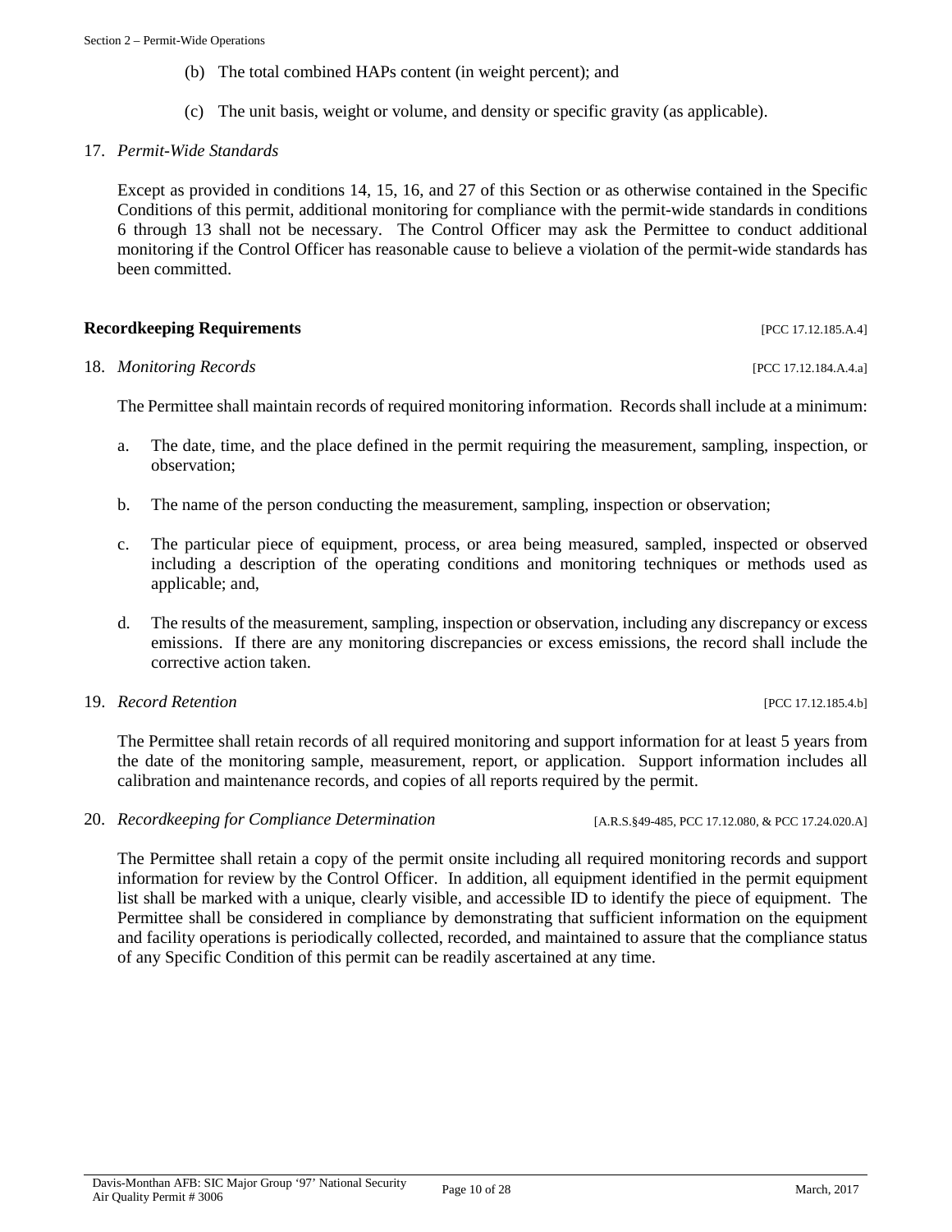(b) The total combined HAPs content (in weight percent); and

(c) The unit basis, weight or volume, and density or specific gravity (as applicable).

17. *Permit-Wide Standards*

Except as provided in conditions 14, 15, 16, and 27 of this Section or as otherwise contained in the Specific Conditions of this permit, additional monitoring for compliance with the permit-wide standards in conditions 6 through 13 shall not be necessary. The Control Officer may ask the Permittee to conduct additional monitoring if the Control Officer has reasonable cause to believe a violation of the permit-wide standards has been committed.

**Recordkeeping Requirements** [PCC 17.12.185.A.4]

18. *Monitoring Records* [PCC 17.12.184.A.4.a]

The Permittee shall maintain records of required monitoring information. Records shall include at a minimum:

a. The date, time, and the place defined in the permit requiring the measurement, sampling, inspection, or observation;

b. The name of the person conducting the measurement, sampling, inspection or observation;

c. The particular piece of equipment, process, or area being measured, sampled, inspected or observed including a description of the operating conditions and monitoring techniques or methods used as applicable; and,

d. The results of the measurement, sampling, inspection or observation, including any discrepancy or excess emissions. If there are any monitoring discrepancies or excess emissions, the record shall include the corrective action taken.

19. *Record Retention* [PCC 17.12.185.4.b]

The Permittee shall retain records of all required monitoring and support information for at least 5 years from the date of the monitoring sample, measurement, report, or application. Support information includes all calibration and maintenance records, and copies of all reports required by the permit.

20. *Recordkeeping for Compliance Determination* [A.R.S.§49-485, PCC 17.12.080, & PCC 17.24.020.A]

The Permittee shall retain a copy of the permit onsite including all required monitoring records and support information for review by the Control Officer. In addition, all equipment identified in the permit equipment list shall be marked with a unique, clearly visible, and accessible ID to identify the piece of equipment. The Permittee shall be considered in compliance by demonstrating that sufficient information on the equipment and facility operations is periodically collected, recorded, and maintained to assure that the compliance status of any Specific Condition of this permit can be readily ascertained at any time.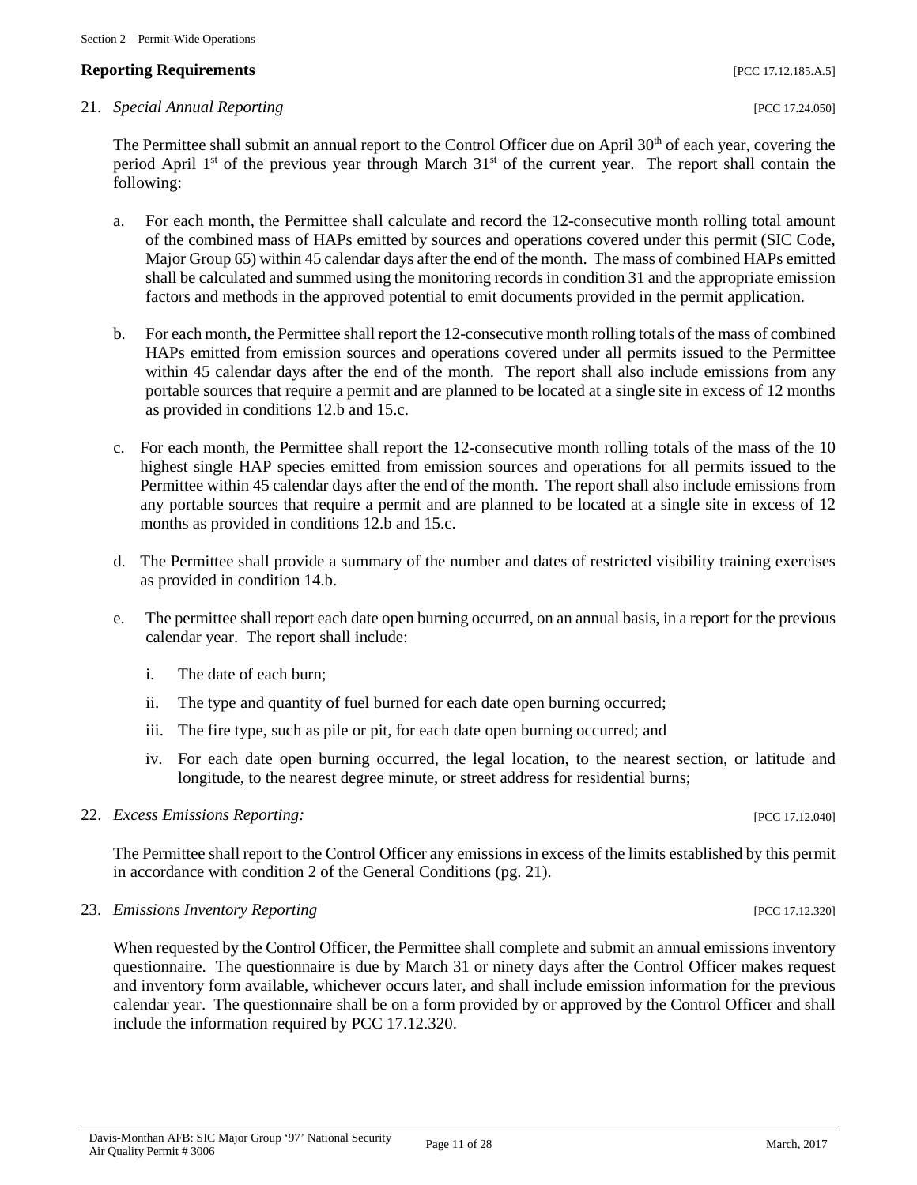## Reporting Requirements [PCC 17.12.185.A.5]

21. *Special Annual Reporting* [PCC 17.24.050]

    The Permittee shall submit an annual report to the Control Officer due on April 30th of each year, covering the period April 1st of the previous year through March 31st of the current year. The report shall contain the following:

    a. For each month, the Permittee shall calculate and record the 12-consecutive month rolling total amount of the combined mass of HAPs emitted by sources and operations covered under this permit (SIC Code, Major Group 65) within 45 calendar days after the end of the month. The mass of combined HAPs emitted shall be calculated and summed using the monitoring records in condition 31 and the appropriate emission factors and methods in the approved potential to emit documents provided in the permit application.

    b. For each month, the Permittee shall report the 12-consecutive month rolling totals of the mass of combined HAPs emitted from emission sources and operations covered under all permits issued to the Permittee within 45 calendar days after the end of the month. The report shall also include emissions from any portable sources that require a permit and are planned to be located at a single site in excess of 12 months as provided in conditions 12.b and 15.c.

    c. For each month, the Permittee shall report the 12-consecutive month rolling totals of the mass of the 10 highest single HAP species emitted from emission sources and operations for all permits issued to the Permittee within 45 calendar days after the end of the month. The report shall also include emissions from any portable sources that require a permit and are planned to be located at a single site in excess of 12 months as provided in conditions 12.b and 15.c.

    d. The Permittee shall provide a summary of the number and dates of restricted visibility training exercises as provided in condition 14.b.

    e. The permittee shall report each date open burning occurred, on an annual basis, in a report for the previous calendar year. The report shall include:

        i. The date of each burn;

        ii. The type and quantity of fuel burned for each date open burning occurred;

        iii. The fire type, such as pile or pit, for each date open burning occurred; and

        iv. For each date open burning occurred, the legal location, to the nearest section, or latitude and longitude, to the nearest degree minute, or street address for residential burns;

22. *Excess Emissions Reporting:* [PCC 17.12.040]

    The Permittee shall report to the Control Officer any emissions in excess of the limits established by this permit in accordance with condition 2 of the General Conditions (pg. 21).

23. *Emissions Inventory Reporting* [PCC 17.12.320]

    When requested by the Control Officer, the Permittee shall complete and submit an annual emissions inventory questionnaire. The questionnaire is due by March 31 or ninety days after the Control Officer makes request and inventory form available, whichever occurs later, and shall include emission information for the previous calendar year. The questionnaire shall be on a form provided by or approved by the Control Officer and shall include the information required by PCC 17.12.320.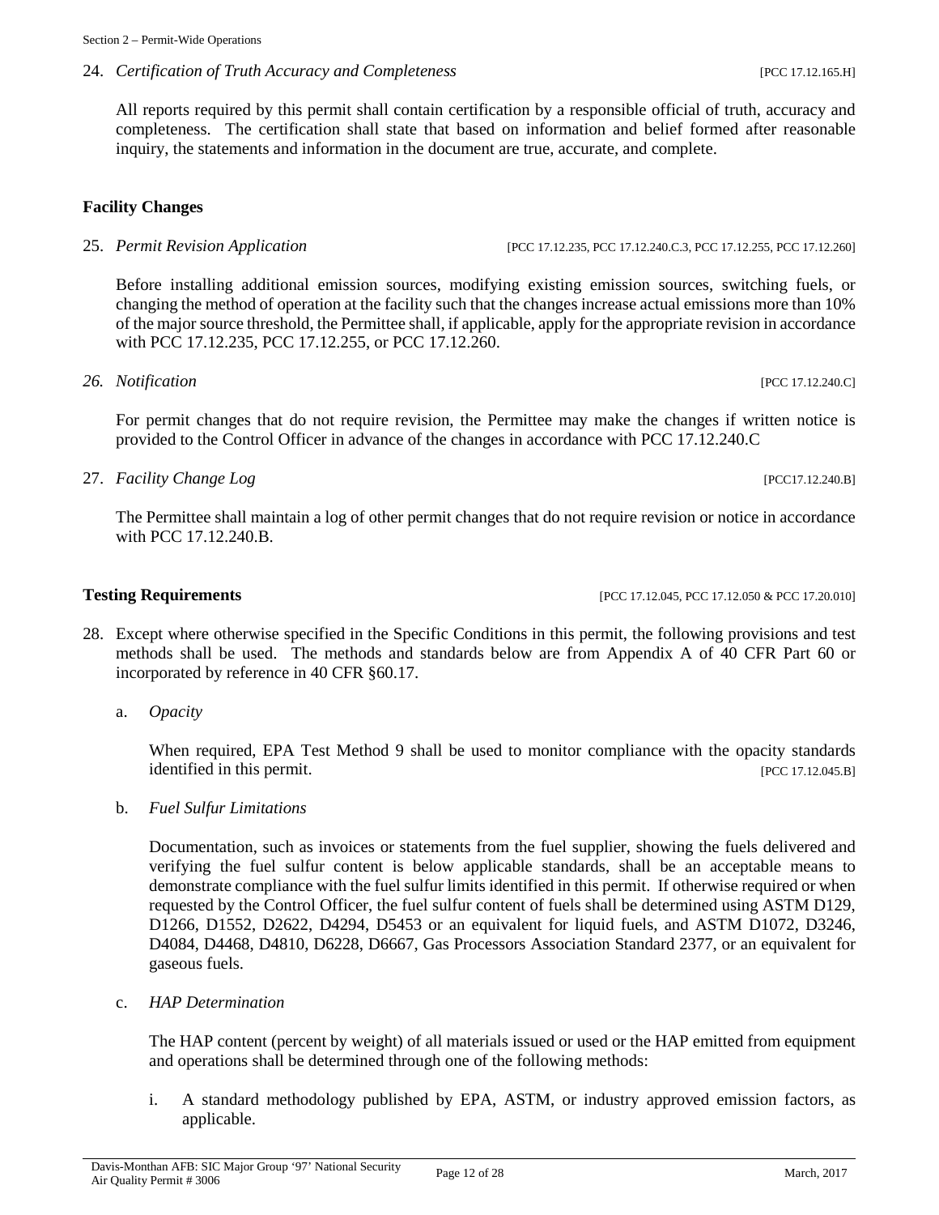24. *Certification of Truth Accuracy and Completeness* [PCC 17.12.165.H]

    All reports required by this permit shall contain certification by a responsible official of truth, accuracy and completeness. The certification shall state that based on information and belief formed after reasonable inquiry, the statements and information in the document are true, accurate, and complete.

**Facility Changes**

25. *Permit Revision Application* [PCC 17.12.235, PCC 17.12.240.C.3, PCC 17.12.255, PCC 17.12.260]

    Before installing additional emission sources, modifying existing emission sources, switching fuels, or changing the method of operation at the facility such that the changes increase actual emissions more than 10% of the major source threshold, the Permittee shall, if applicable, apply for the appropriate revision in accordance with PCC 17.12.235, PCC 17.12.255, or PCC 17.12.260.

26. *Notification* [PCC 17.12.240.C]

    For permit changes that do not require revision, the Permittee may make the changes if written notice is provided to the Control Officer in advance of the changes in accordance with PCC 17.12.240.C

27. *Facility Change Log* [PCC17.12.240.B]

    The Permittee shall maintain a log of other permit changes that do not require revision or notice in accordance with PCC 17.12.240.B.

**Testing Requirements** [PCC 17.12.045, PCC 17.12.050 & PCC 17.20.010]

28. Except where otherwise specified in the Specific Conditions in this permit, the following provisions and test methods shall be used. The methods and standards below are from Appendix A of 40 CFR Part 60 or incorporated by reference in 40 CFR §60.17.

    a. *Opacity*

       When required, EPA Test Method 9 shall be used to monitor compliance with the opacity standards identified in this permit. [PCC 17.12.045.B]

    b. *Fuel Sulfur Limitations*

       Documentation, such as invoices or statements from the fuel supplier, showing the fuels delivered and verifying the fuel sulfur content is below applicable standards, shall be an acceptable means to demonstrate compliance with the fuel sulfur limits identified in this permit. If otherwise required or when requested by the Control Officer, the fuel sulfur content of fuels shall be determined using ASTM D129, D1266, D1552, D2622, D4294, D5453 or an equivalent for liquid fuels, and ASTM D1072, D3246, D4084, D4468, D4810, D6228, D6667, Gas Processors Association Standard 2377, or an equivalent for gaseous fuels.

    c. *HAP Determination*

       The HAP content (percent by weight) of all materials issued or used or the HAP emitted from equipment and operations shall be determined through one of the following methods:

       i. A standard methodology published by EPA, ASTM, or industry approved emission factors, as applicable.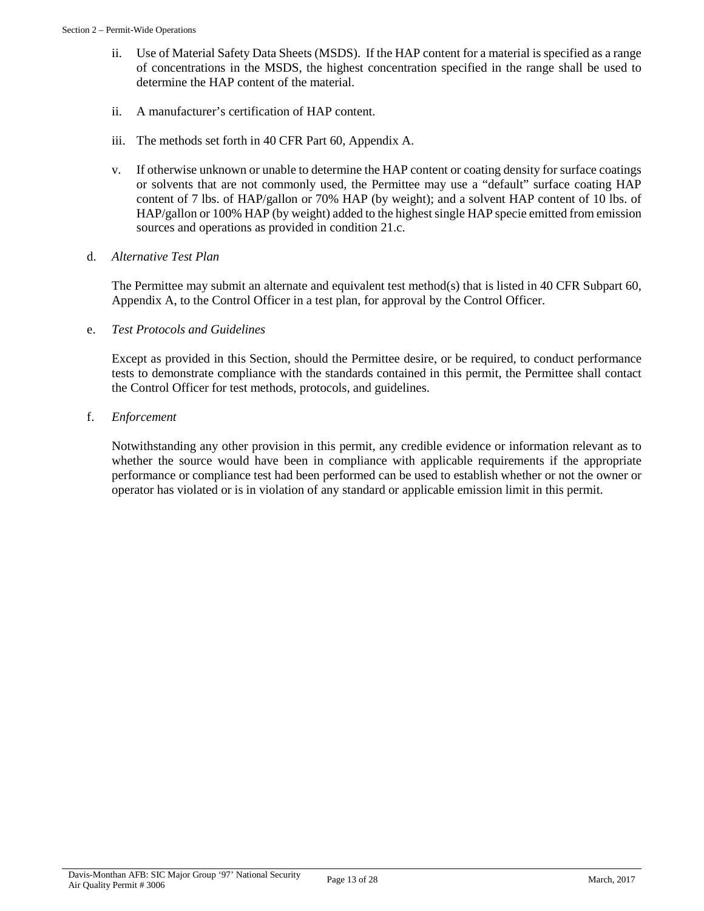ii. Use of Material Safety Data Sheets (MSDS). If the HAP content for a material is specified as a range of concentrations in the MSDS, the highest concentration specified in the range shall be used to determine the HAP content of the material.

ii. A manufacturer's certification of HAP content.

iii. The methods set forth in 40 CFR Part 60, Appendix A.

v. If otherwise unknown or unable to determine the HAP content or coating density for surface coatings or solvents that are not commonly used, the Permittee may use a "default" surface coating HAP content of 7 lbs. of HAP/gallon or 70% HAP (by weight); and a solvent HAP content of 10 lbs. of HAP/gallon or 100% HAP (by weight) added to the highest single HAP specie emitted from emission sources and operations as provided in condition 21.c.

d. *Alternative Test Plan*

The Permittee may submit an alternate and equivalent test method(s) that is listed in 40 CFR Subpart 60, Appendix A, to the Control Officer in a test plan, for approval by the Control Officer.

e. *Test Protocols and Guidelines*

Except as provided in this Section, should the Permittee desire, or be required, to conduct performance tests to demonstrate compliance with the standards contained in this permit, the Permittee shall contact the Control Officer for test methods, protocols, and guidelines.

f. *Enforcement*

Notwithstanding any other provision in this permit, any credible evidence or information relevant as to whether the source would have been in compliance with applicable requirements if the appropriate performance or compliance test had been performed can be used to establish whether or not the owner or operator has violated or is in violation of any standard or applicable emission limit in this permit.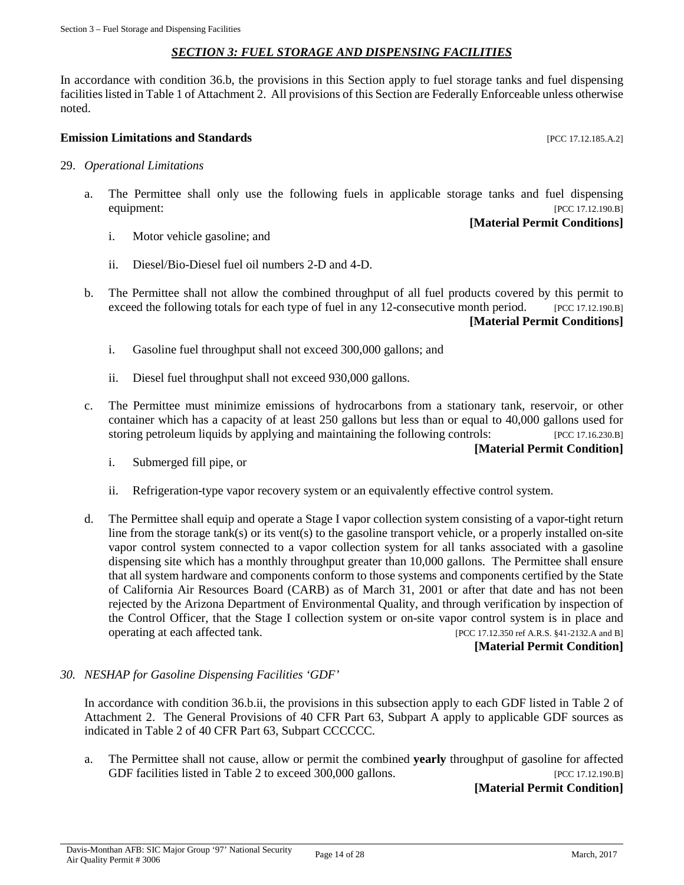## *SECTION 3: FUEL STORAGE AND DISPENSING FACILITIES*

In accordance with condition 36.b, the provisions in this Section apply to fuel storage tanks and fuel dispensing facilities listed in Table 1 of Attachment 2. All provisions of this Section are Federally Enforceable unless otherwise noted.

**Emission Limitations and Standards** [PCC 17.12.185.A.2]

29. *Operational Limitations*

   a. The Permittee shall only use the following fuels in applicable storage tanks and fuel dispensing equipment: [PCC 17.12.190.B]
   **[Material Permit Conditions]**

      i. Motor vehicle gasoline; and

      ii. Diesel/Bio-Diesel fuel oil numbers 2-D and 4-D.

   b. The Permittee shall not allow the combined throughput of all fuel products covered by this permit to exceed the following totals for each type of fuel in any 12-consecutive month period. [PCC 17.12.190.B]
   **[Material Permit Conditions]**

      i. Gasoline fuel throughput shall not exceed 300,000 gallons; and

      ii. Diesel fuel throughput shall not exceed 930,000 gallons.

   c. The Permittee must minimize emissions of hydrocarbons from a stationary tank, reservoir, or other container which has a capacity of at least 250 gallons but less than or equal to 40,000 gallons used for storing petroleum liquids by applying and maintaining the following controls: [PCC 17.16.230.B]
   **[Material Permit Condition]**

      i. Submerged fill pipe, or

      ii. Refrigeration-type vapor recovery system or an equivalently effective control system.

   d. The Permittee shall equip and operate a Stage I vapor collection system consisting of a vapor-tight return line from the storage tank(s) or its vent(s) to the gasoline transport vehicle, or a properly installed on-site vapor control system connected to a vapor collection system for all tanks associated with a gasoline dispensing site which has a monthly throughput greater than 10,000 gallons. The Permittee shall ensure that all system hardware and components conform to those systems and components certified by the State of California Air Resources Board (CARB) as of March 31, 2001 or after that date and has not been rejected by the Arizona Department of Environmental Quality, and through verification by inspection of the Control Officer, that the Stage I collection system or on-site vapor control system is in place and operating at each affected tank. [PCC 17.12.350 ref A.R.S. §41-2132.A and B]
   **[Material Permit Condition]**

30. *NESHAP for Gasoline Dispensing Facilities 'GDF'*

   In accordance with condition 36.b.ii, the provisions in this subsection apply to each GDF listed in Table 2 of Attachment 2. The General Provisions of 40 CFR Part 63, Subpart A apply to applicable GDF sources as indicated in Table 2 of 40 CFR Part 63, Subpart CCCCCC.

   a. The Permittee shall not cause, allow or permit the combined **yearly** throughput of gasoline for affected GDF facilities listed in Table 2 to exceed 300,000 gallons. [PCC 17.12.190.B]
   **[Material Permit Condition]**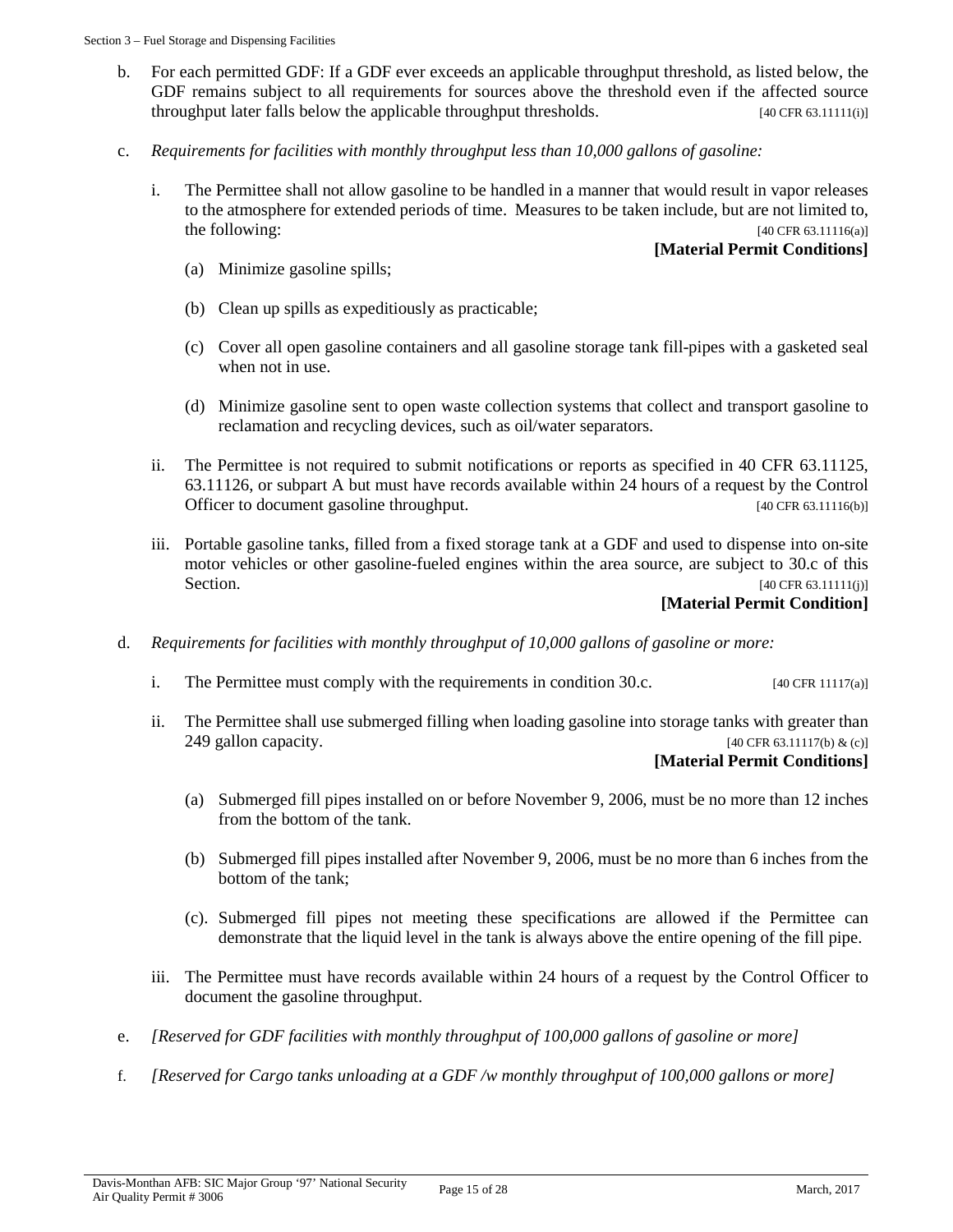b. For each permitted GDF: If a GDF ever exceeds an applicable throughput threshold, as listed below, the GDF remains subject to all requirements for sources above the threshold even if the affected source throughput later falls below the applicable throughput thresholds. [40 CFR 63.11111(i)]

c. *Requirements for facilities with monthly throughput less than 10,000 gallons of gasoline:*

   i. The Permittee shall not allow gasoline to be handled in a manner that would result in vapor releases to the atmosphere for extended periods of time. Measures to be taken include, but are not limited to, the following: [40 CFR 63.11116(a)]
   **[Material Permit Conditions]**

      (a) Minimize gasoline spills;

      (b) Clean up spills as expeditiously as practicable;

      (c) Cover all open gasoline containers and all gasoline storage tank fill-pipes with a gasketed seal when not in use.

      (d) Minimize gasoline sent to open waste collection systems that collect and transport gasoline to reclamation and recycling devices, such as oil/water separators.

   ii. The Permittee is not required to submit notifications or reports as specified in 40 CFR 63.11125, 63.11126, or subpart A but must have records available within 24 hours of a request by the Control Officer to document gasoline throughput. [40 CFR 63.11116(b)]

   iii. Portable gasoline tanks, filled from a fixed storage tank at a GDF and used to dispense into on-site motor vehicles or other gasoline-fueled engines within the area source, are subject to 30.c of this Section. [40 CFR 63.11111(j)]
   **[Material Permit Condition]**

d. *Requirements for facilities with monthly throughput of 10,000 gallons of gasoline or more:*

   i. The Permittee must comply with the requirements in condition 30.c. [40 CFR 11117(a)]

   ii. The Permittee shall use submerged filling when loading gasoline into storage tanks with greater than 249 gallon capacity. [40 CFR 63.11117(b) & (c)]
   **[Material Permit Conditions]**

      (a) Submerged fill pipes installed on or before November 9, 2006, must be no more than 12 inches from the bottom of the tank.

      (b) Submerged fill pipes installed after November 9, 2006, must be no more than 6 inches from the bottom of the tank;

      (c). Submerged fill pipes not meeting these specifications are allowed if the Permittee can demonstrate that the liquid level in the tank is always above the entire opening of the fill pipe.

   iii. The Permittee must have records available within 24 hours of a request by the Control Officer to document the gasoline throughput.

e. *[Reserved for GDF facilities with monthly throughput of 100,000 gallons of gasoline or more]*

f. *[Reserved for Cargo tanks unloading at a GDF /w monthly throughput of 100,000 gallons or more]*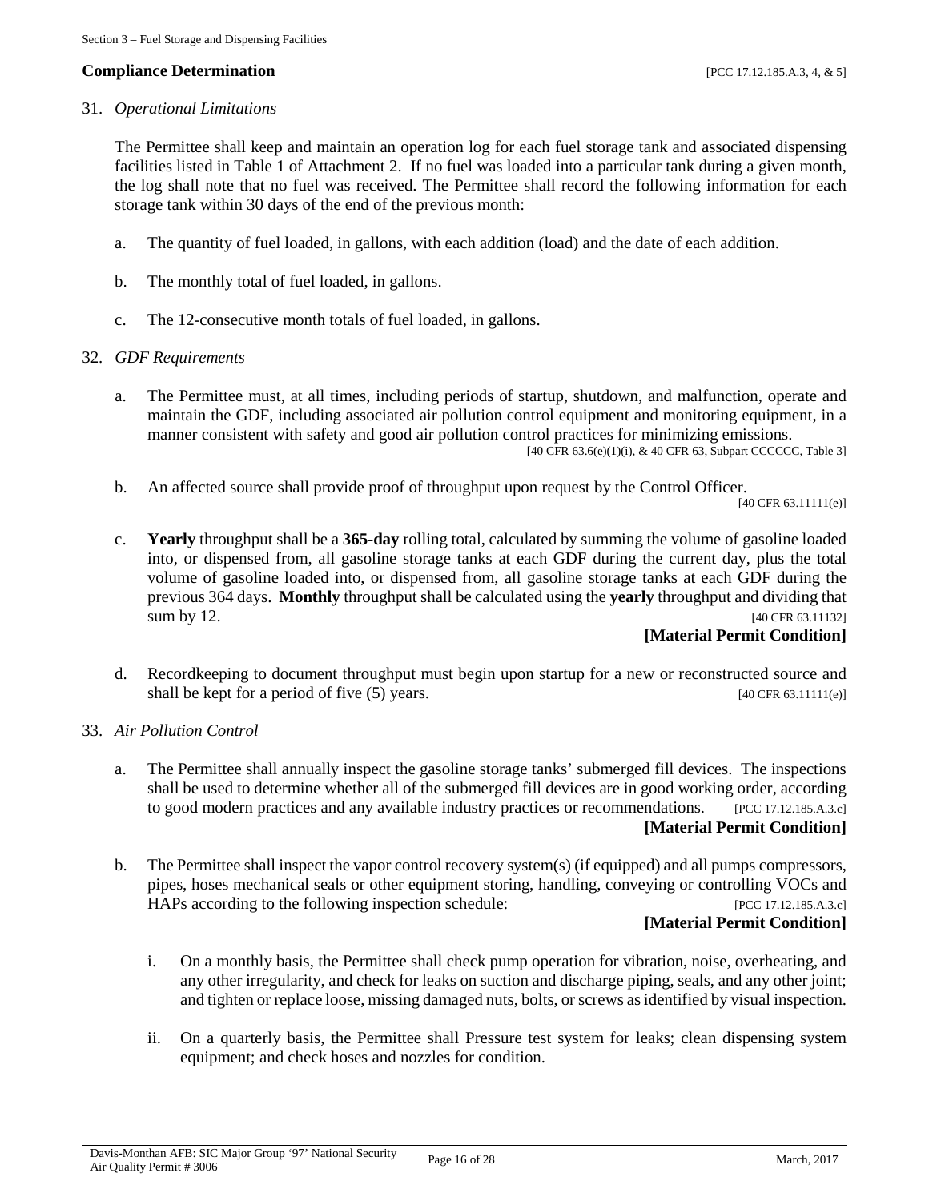**Compliance Determination** [PCC 17.12.185.A.3, 4, & 5]

31. *Operational Limitations*

    The Permittee shall keep and maintain an operation log for each fuel storage tank and associated dispensing facilities listed in Table 1 of Attachment 2. If no fuel was loaded into a particular tank during a given month, the log shall note that no fuel was received. The Permittee shall record the following information for each storage tank within 30 days of the end of the previous month:

    a. The quantity of fuel loaded, in gallons, with each addition (load) and the date of each addition.

    b. The monthly total of fuel loaded, in gallons.

    c. The 12-consecutive month totals of fuel loaded, in gallons.

32. *GDF Requirements*

    a. The Permittee must, at all times, including periods of startup, shutdown, and malfunction, operate and maintain the GDF, including associated air pollution control equipment and monitoring equipment, in a manner consistent with safety and good air pollution control practices for minimizing emissions. [40 CFR 63.6(e)(1)(i), & 40 CFR 63, Subpart CCCCCC, Table 3]

    b. An affected source shall provide proof of throughput upon request by the Control Officer. [40 CFR 63.11111(e)]

    c. **Yearly** throughput shall be a **365-day** rolling total, calculated by summing the volume of gasoline loaded into, or dispensed from, all gasoline storage tanks at each GDF during the current day, plus the total volume of gasoline loaded into, or dispensed from, all gasoline storage tanks at each GDF during the previous 364 days. **Monthly** throughput shall be calculated using the **yearly** throughput and dividing that sum by 12. [40 CFR 63.11132]
    **[Material Permit Condition]**

    d. Recordkeeping to document throughput must begin upon startup for a new or reconstructed source and shall be kept for a period of five (5) years. [40 CFR 63.11111(e)]

33. *Air Pollution Control*

    a. The Permittee shall annually inspect the gasoline storage tanks' submerged fill devices. The inspections shall be used to determine whether all of the submerged fill devices are in good working order, according to good modern practices and any available industry practices or recommendations. [PCC 17.12.185.A.3.c]
    **[Material Permit Condition]**

    b. The Permittee shall inspect the vapor control recovery system(s) (if equipped) and all pumps compressors, pipes, hoses mechanical seals or other equipment storing, handling, conveying or controlling VOCs and HAPs according to the following inspection schedule: [PCC 17.12.185.A.3.c]
    **[Material Permit Condition]**

        i. On a monthly basis, the Permittee shall check pump operation for vibration, noise, overheating, and any other irregularity, and check for leaks on suction and discharge piping, seals, and any other joint; and tighten or replace loose, missing damaged nuts, bolts, or screws as identified by visual inspection.

        ii. On a quarterly basis, the Permittee shall Pressure test system for leaks; clean dispensing system equipment; and check hoses and nozzles for condition.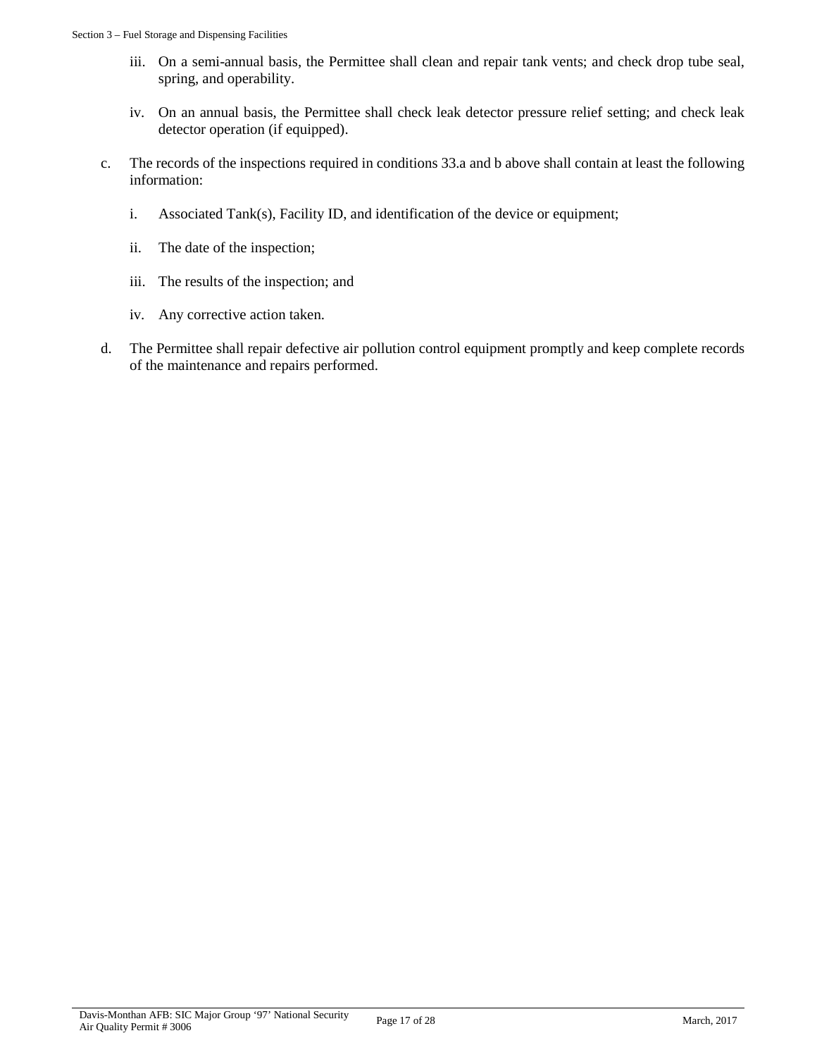iii. On a semi-annual basis, the Permittee shall clean and repair tank vents; and check drop tube seal, spring, and operability.

iv. On an annual basis, the Permittee shall check leak detector pressure relief setting; and check leak detector operation (if equipped).

c. The records of the inspections required in conditions 33.a and b above shall contain at least the following information:

   i. Associated Tank(s), Facility ID, and identification of the device or equipment;

   ii. The date of the inspection;

   iii. The results of the inspection; and

   iv. Any corrective action taken.

d. The Permittee shall repair defective air pollution control equipment promptly and keep complete records of the maintenance and repairs performed.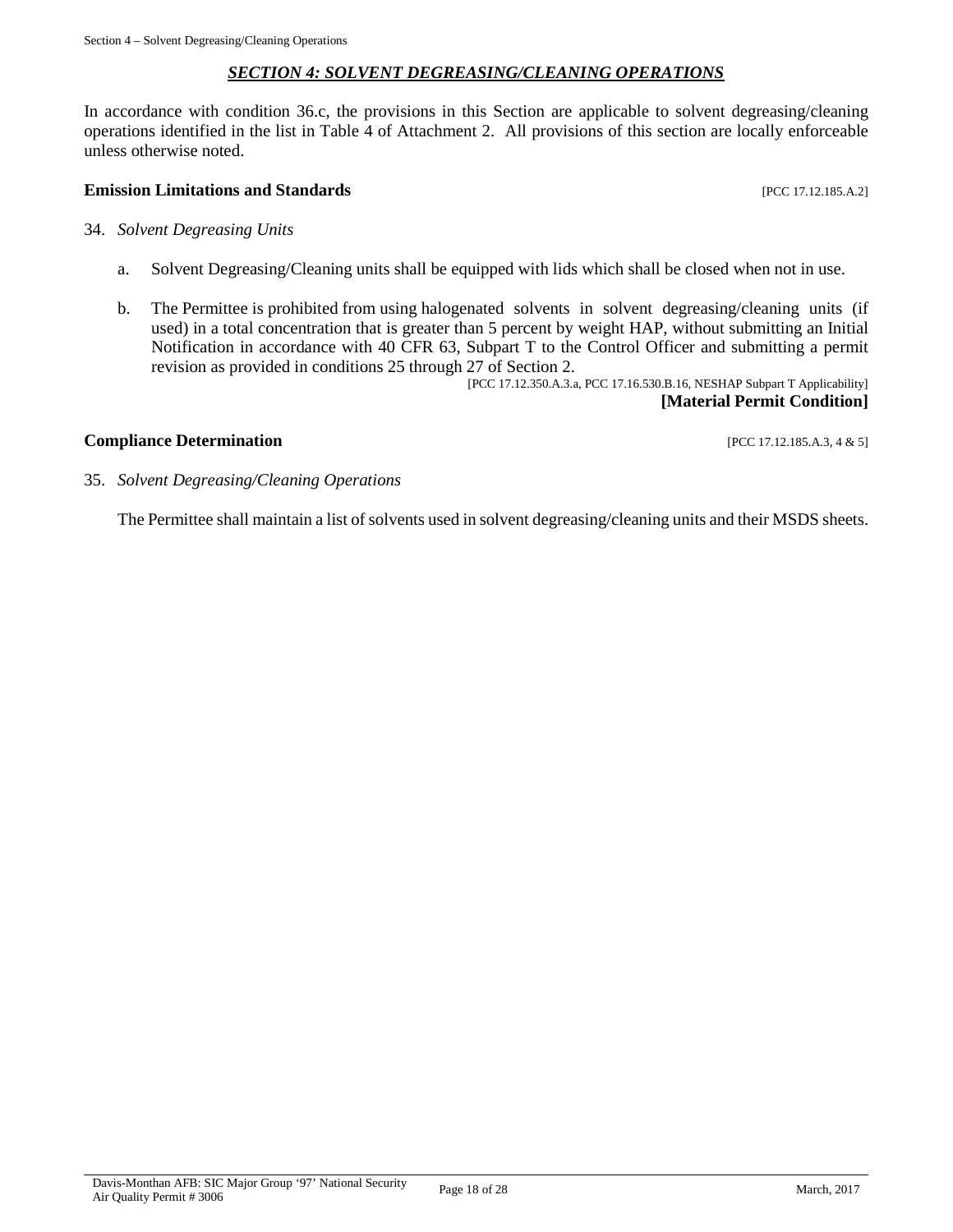## *SECTION 4: SOLVENT DEGREASING/CLEANING OPERATIONS*

In accordance with condition 36.c, the provisions in this Section are applicable to solvent degreasing/cleaning operations identified in the list in Table 4 of Attachment 2. All provisions of this section are locally enforceable unless otherwise noted.

### Emission Limitations and Standards [PCC 17.12.185.A.2]

34. *Solvent Degreasing Units*

    a. Solvent Degreasing/Cleaning units shall be equipped with lids which shall be closed when not in use.

    b. The Permittee is prohibited from using halogenated solvents in solvent degreasing/cleaning units (if used) in a total concentration that is greater than 5 percent by weight HAP, without submitting an Initial Notification in accordance with 40 CFR 63, Subpart T to the Control Officer and submitting a permit revision as provided in conditions 25 through 27 of Section 2.

    [PCC 17.12.350.A.3.a, PCC 17.16.530.B.16, NESHAP Subpart T Applicability]
    **[Material Permit Condition]**

### Compliance Determination [PCC 17.12.185.A.3, 4 & 5]

35. *Solvent Degreasing/Cleaning Operations*

    The Permittee shall maintain a list of solvents used in solvent degreasing/cleaning units and their MSDS sheets.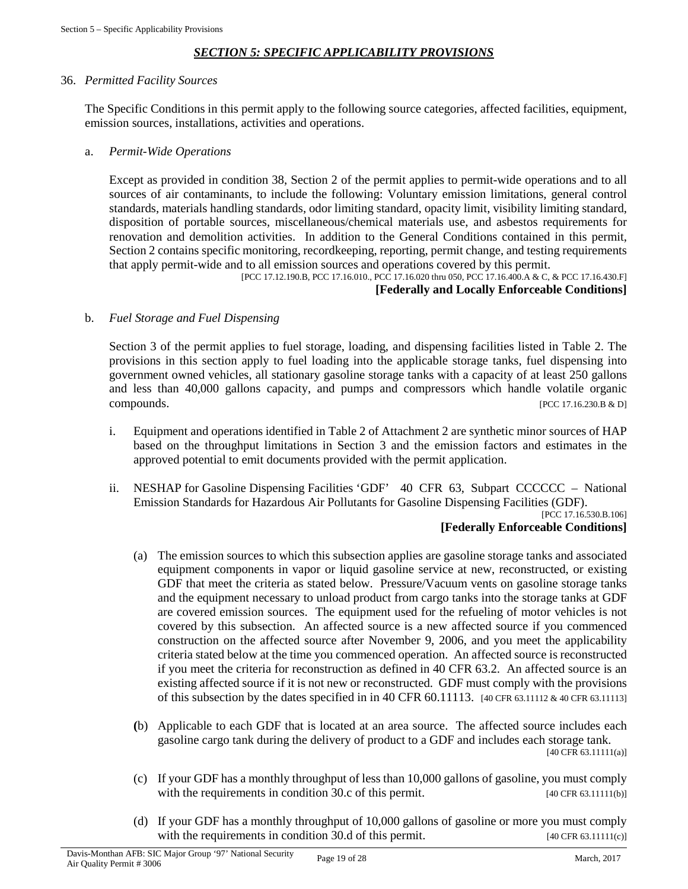## *SECTION 5: SPECIFIC APPLICABILITY PROVISIONS*

36. *Permitted Facility Sources*

    The Specific Conditions in this permit apply to the following source categories, affected facilities, equipment, emission sources, installations, activities and operations.

    a. *Permit-Wide Operations*

       Except as provided in condition 38, Section 2 of the permit applies to permit-wide operations and to all sources of air contaminants, to include the following: Voluntary emission limitations, general control standards, materials handling standards, odor limiting standard, opacity limit, visibility limiting standard, disposition of portable sources, miscellaneous/chemical materials use, and asbestos requirements for renovation and demolition activities. In addition to the General Conditions contained in this permit, Section 2 contains specific monitoring, recordkeeping, reporting, permit change, and testing requirements that apply permit-wide and to all emission sources and operations covered by this permit.

       [PCC 17.12.190.B, PCC 17.16.010., PCC 17.16.020 thru 050, PCC 17.16.400.A & C, & PCC 17.16.430.F]

       **[Federally and Locally Enforceable Conditions]**

    b. *Fuel Storage and Fuel Dispensing*

       Section 3 of the permit applies to fuel storage, loading, and dispensing facilities listed in Table 2. The provisions in this section apply to fuel loading into the applicable storage tanks, fuel dispensing into government owned vehicles, all stationary gasoline storage tanks with a capacity of at least 250 gallons and less than 40,000 gallons capacity, and pumps and compressors which handle volatile organic compounds. [PCC 17.16.230.B & D]

       i. Equipment and operations identified in Table 2 of Attachment 2 are synthetic minor sources of HAP based on the throughput limitations in Section 3 and the emission factors and estimates in the approved potential to emit documents provided with the permit application.

       ii. NESHAP for Gasoline Dispensing Facilities 'GDF' 40 CFR 63, Subpart CCCCCC – National Emission Standards for Hazardous Air Pollutants for Gasoline Dispensing Facilities (GDF).

           [PCC 17.16.530.B.106]

           **[Federally Enforceable Conditions]**

           (a) The emission sources to which this subsection applies are gasoline storage tanks and associated equipment components in vapor or liquid gasoline service at new, reconstructed, or existing GDF that meet the criteria as stated below. Pressure/Vacuum vents on gasoline storage tanks and the equipment necessary to unload product from cargo tanks into the storage tanks at GDF are covered emission sources. The equipment used for the refueling of motor vehicles is not covered by this subsection. An affected source is a new affected source if you commenced construction on the affected source after November 9, 2006, and you meet the applicability criteria stated below at the time you commenced operation. An affected source is reconstructed if you meet the criteria for reconstruction as defined in 40 CFR 63.2. An affected source is an existing affected source if it is not new or reconstructed. GDF must comply with the provisions of this subsection by the dates specified in in 40 CFR 60.11113. [40 CFR 63.11112 & 40 CFR 63.11113]

           (b) Applicable to each GDF that is located at an area source. The affected source includes each gasoline cargo tank during the delivery of product to a GDF and includes each storage tank. [40 CFR 63.11111(a)]

           (c) If your GDF has a monthly throughput of less than 10,000 gallons of gasoline, you must comply with the requirements in condition 30.c of this permit. [40 CFR 63.11111(b)]

           (d) If your GDF has a monthly throughput of 10,000 gallons of gasoline or more you must comply with the requirements in condition 30.d of this permit. [40 CFR 63.11111(c)]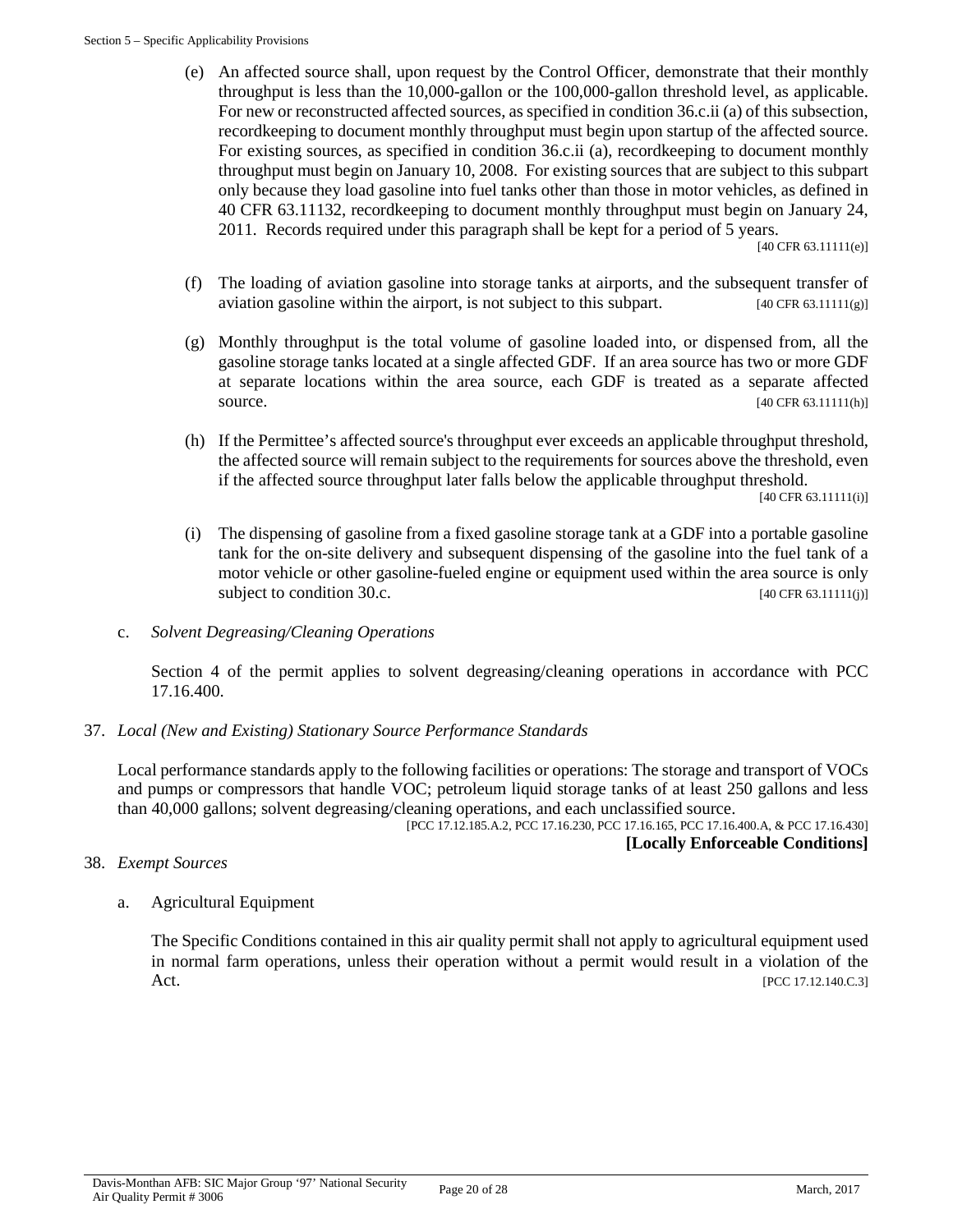(e) An affected source shall, upon request by the Control Officer, demonstrate that their monthly throughput is less than the 10,000-gallon or the 100,000-gallon threshold level, as applicable. For new or reconstructed affected sources, as specified in condition 36.c.ii (a) of this subsection, recordkeeping to document monthly throughput must begin upon startup of the affected source. For existing sources, as specified in condition 36.c.ii (a), recordkeeping to document monthly throughput must begin on January 10, 2008. For existing sources that are subject to this subpart only because they load gasoline into fuel tanks other than those in motor vehicles, as defined in 40 CFR 63.11132, recordkeeping to document monthly throughput must begin on January 24, 2011. Records required under this paragraph shall be kept for a period of 5 years. [40 CFR 63.11111(e)]

(f) The loading of aviation gasoline into storage tanks at airports, and the subsequent transfer of aviation gasoline within the airport, is not subject to this subpart. [40 CFR 63.11111(g)]

(g) Monthly throughput is the total volume of gasoline loaded into, or dispensed from, all the gasoline storage tanks located at a single affected GDF. If an area source has two or more GDF at separate locations within the area source, each GDF is treated as a separate affected source. [40 CFR 63.11111(h)]

(h) If the Permittee's affected source's throughput ever exceeds an applicable throughput threshold, the affected source will remain subject to the requirements for sources above the threshold, even if the affected source throughput later falls below the applicable throughput threshold. [40 CFR 63.11111(i)]

(i) The dispensing of gasoline from a fixed gasoline storage tank at a GDF into a portable gasoline tank for the on-site delivery and subsequent dispensing of the gasoline into the fuel tank of a motor vehicle or other gasoline-fueled engine or equipment used within the area source is only subject to condition 30.c. [40 CFR 63.11111(j)]

c. *Solvent Degreasing/Cleaning Operations*

Section 4 of the permit applies to solvent degreasing/cleaning operations in accordance with PCC 17.16.400.

37. *Local (New and Existing) Stationary Source Performance Standards*

Local performance standards apply to the following facilities or operations: The storage and transport of VOCs and pumps or compressors that handle VOC; petroleum liquid storage tanks of at least 250 gallons and less than 40,000 gallons; solvent degreasing/cleaning operations, and each unclassified source.

[PCC 17.12.185.A.2, PCC 17.16.230, PCC 17.16.165, PCC 17.16.400.A, & PCC 17.16.430]

**[Locally Enforceable Conditions]**

38. *Exempt Sources*

a. Agricultural Equipment

The Specific Conditions contained in this air quality permit shall not apply to agricultural equipment used in normal farm operations, unless their operation without a permit would result in a violation of the Act. [PCC 17.12.140.C.3]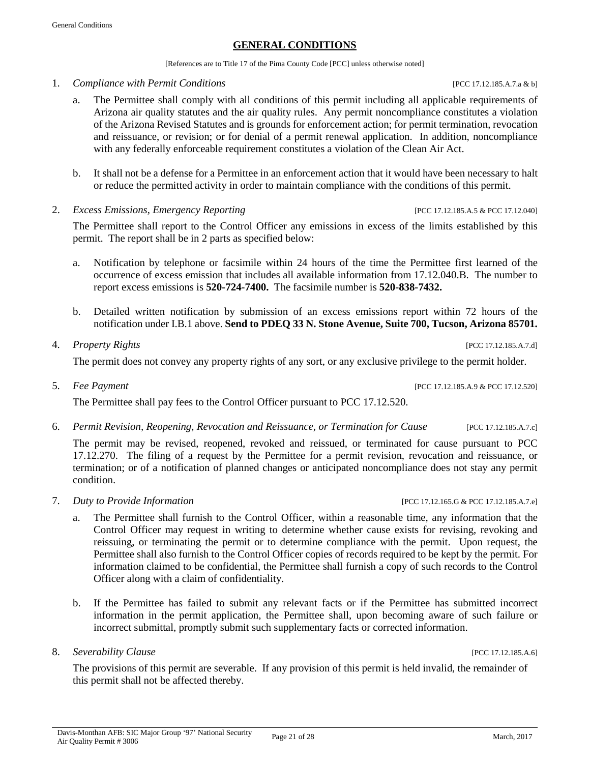## GENERAL CONDITIONS

[References are to Title 17 of the Pima County Code [PCC] unless otherwise noted]

1. *Compliance with Permit Conditions* [PCC 17.12.185.A.7.a & b]

   a. The Permittee shall comply with all conditions of this permit including all applicable requirements of Arizona air quality statutes and the air quality rules. Any permit noncompliance constitutes a violation of the Arizona Revised Statutes and is grounds for enforcement action; for permit termination, revocation and reissuance, or revision; or for denial of a permit renewal application. In addition, noncompliance with any federally enforceable requirement constitutes a violation of the Clean Air Act.

   b. It shall not be a defense for a Permittee in an enforcement action that it would have been necessary to halt or reduce the permitted activity in order to maintain compliance with the conditions of this permit.

2. *Excess Emissions, Emergency Reporting* [PCC 17.12.185.A.5 & PCC 17.12.040]

   The Permittee shall report to the Control Officer any emissions in excess of the limits established by this permit. The report shall be in 2 parts as specified below:

   a. Notification by telephone or facsimile within 24 hours of the time the Permittee first learned of the occurrence of excess emission that includes all available information from 17.12.040.B. The number to report excess emissions is **520-724-7400.** The facsimile number is **520-838-7432.**

   b. Detailed written notification by submission of an excess emissions report within 72 hours of the notification under I.B.1 above. **Send to PDEQ 33 N. Stone Avenue, Suite 700, Tucson, Arizona 85701.**

4. *Property Rights* [PCC 17.12.185.A.7.d]

   The permit does not convey any property rights of any sort, or any exclusive privilege to the permit holder.

5. *Fee Payment* [PCC 17.12.185.A.9 & PCC 17.12.520]

   The Permittee shall pay fees to the Control Officer pursuant to PCC 17.12.520.

6. *Permit Revision, Reopening, Revocation and Reissuance, or Termination for Cause* [PCC 17.12.185.A.7.c]

   The permit may be revised, reopened, revoked and reissued, or terminated for cause pursuant to PCC 17.12.270. The filing of a request by the Permittee for a permit revision, revocation and reissuance, or termination; or of a notification of planned changes or anticipated noncompliance does not stay any permit condition.

7. *Duty to Provide Information* [PCC 17.12.165.G & PCC 17.12.185.A.7.e]

   a. The Permittee shall furnish to the Control Officer, within a reasonable time, any information that the Control Officer may request in writing to determine whether cause exists for revising, revoking and reissuing, or terminating the permit or to determine compliance with the permit. Upon request, the Permittee shall also furnish to the Control Officer copies of records required to be kept by the permit. For information claimed to be confidential, the Permittee shall furnish a copy of such records to the Control Officer along with a claim of confidentiality.

   b. If the Permittee has failed to submit any relevant facts or if the Permittee has submitted incorrect information in the permit application, the Permittee shall, upon becoming aware of such failure or incorrect submittal, promptly submit such supplementary facts or corrected information.

8. *Severability Clause* [PCC 17.12.185.A.6]

   The provisions of this permit are severable. If any provision of this permit is held invalid, the remainder of this permit shall not be affected thereby.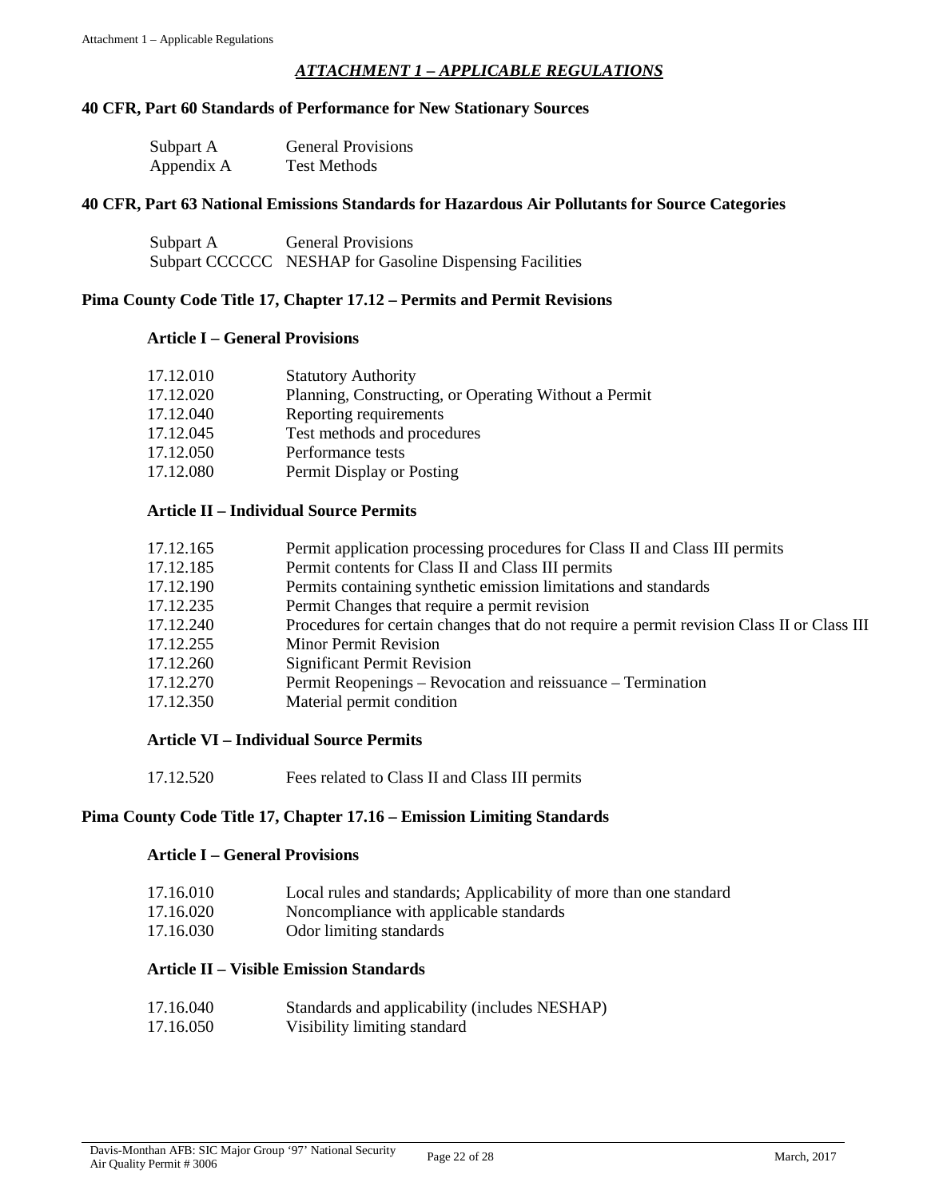## *ATTACHMENT 1 – APPLICABLE REGULATIONS*

### 40 CFR, Part 60 Standards of Performance for New Stationary Sources

| | |
|---|---|
| Subpart A | General Provisions |
| Appendix A | Test Methods |

### 40 CFR, Part 63 National Emissions Standards for Hazardous Air Pollutants for Source Categories

| | |
|---|---|
| Subpart A | General Provisions |
| Subpart CCCCCC | NESHAP for Gasoline Dispensing Facilities |

### Pima County Code Title 17, Chapter 17.12 – Permits and Permit Revisions

#### Article I – General Provisions

| | |
|---|---|
| 17.12.010 | Statutory Authority |
| 17.12.020 | Planning, Constructing, or Operating Without a Permit |
| 17.12.040 | Reporting requirements |
| 17.12.045 | Test methods and procedures |
| 17.12.050 | Performance tests |
| 17.12.080 | Permit Display or Posting |

#### Article II – Individual Source Permits

| | |
|---|---|
| 17.12.165 | Permit application processing procedures for Class II and Class III permits |
| 17.12.185 | Permit contents for Class II and Class III permits |
| 17.12.190 | Permits containing synthetic emission limitations and standards |
| 17.12.235 | Permit Changes that require a permit revision |
| 17.12.240 | Procedures for certain changes that do not require a permit revision Class II or Class III |
| 17.12.255 | Minor Permit Revision |
| 17.12.260 | Significant Permit Revision |
| 17.12.270 | Permit Reopenings – Revocation and reissuance – Termination |
| 17.12.350 | Material permit condition |

#### Article VI – Individual Source Permits

| | |
|---|---|
| 17.12.520 | Fees related to Class II and Class III permits |

### Pima County Code Title 17, Chapter 17.16 – Emission Limiting Standards

#### Article I – General Provisions

| | |
|---|---|
| 17.16.010 | Local rules and standards; Applicability of more than one standard |
| 17.16.020 | Noncompliance with applicable standards |
| 17.16.030 | Odor limiting standards |

#### Article II – Visible Emission Standards

| | |
|---|---|
| 17.16.040 | Standards and applicability (includes NESHAP) |
| 17.16.050 | Visibility limiting standard |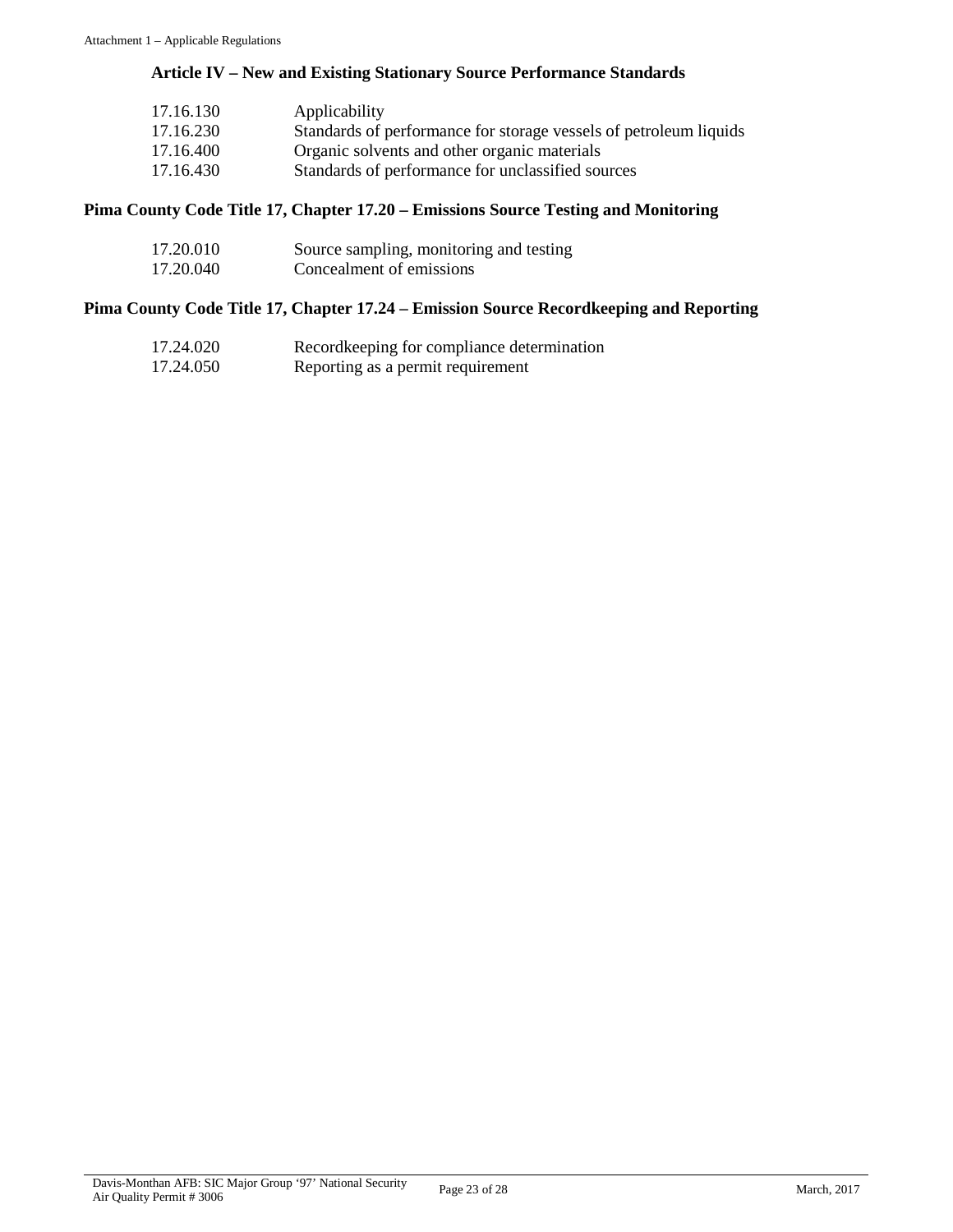### Article IV – New and Existing Stationary Source Performance Standards

| | |
|---|---|
| 17.16.130 | Applicability |
| 17.16.230 | Standards of performance for storage vessels of petroleum liquids |
| 17.16.400 | Organic solvents and other organic materials |
| 17.16.430 | Standards of performance for unclassified sources |

## Pima County Code Title 17, Chapter 17.20 – Emissions Source Testing and Monitoring

| | |
|---|---|
| 17.20.010 | Source sampling, monitoring and testing |
| 17.20.040 | Concealment of emissions |

## Pima County Code Title 17, Chapter 17.24 – Emission Source Recordkeeping and Reporting

| | |
|---|---|
| 17.24.020 | Recordkeeping for compliance determination |
| 17.24.050 | Reporting as a permit requirement |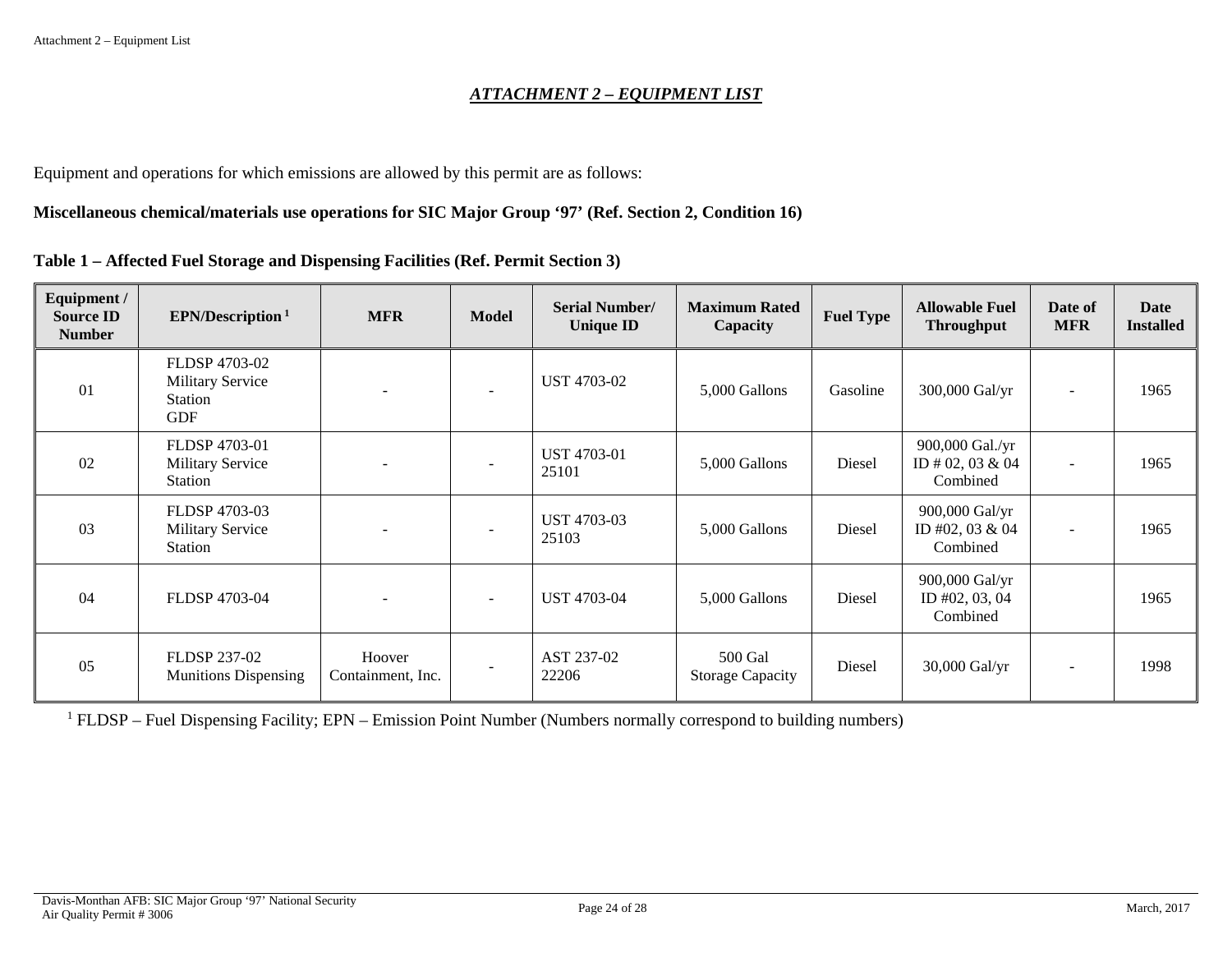## *ATTACHMENT 2 – EQUIPMENT LIST*

Equipment and operations for which emissions are allowed by this permit are as follows:

**Miscellaneous chemical/materials use operations for SIC Major Group '97' (Ref. Section 2, Condition 16)**

**Table 1 – Affected Fuel Storage and Dispensing Facilities (Ref. Permit Section 3)**

| Equipment / Source ID Number | EPN/Description [1] | MFR | Model | Serial Number/ Unique ID | Maximum Rated Capacity | Fuel Type | Allowable Fuel Throughput | Date of MFR | Date Installed |
|---|---|---|---|---|---|---|---|---|---|
| 01 | FLDSP 4703-02 Military Service Station GDF | - | - | UST 4703-02 | 5,000 Gallons | Gasoline | 300,000 Gal/yr | - | 1965 |
| 02 | FLDSP 4703-01 Military Service Station | - | - | UST 4703-01 25101 | 5,000 Gallons | Diesel | 900,000 Gal./yr ID # 02, 03 & 04 Combined | - | 1965 |
| 03 | FLDSP 4703-03 Military Service Station | - | - | UST 4703-03 25103 | 5,000 Gallons | Diesel | 900,000 Gal/yr ID #02, 03 & 04 Combined | - | 1965 |
| 04 | FLDSP 4703-04 | - | - | UST 4703-04 | 5,000 Gallons | Diesel | 900,000 Gal/yr ID #02, 03, 04 Combined | | 1965 |
| 05 | FLDSP 237-02 Munitions Dispensing | Hoover Containment, Inc. | - | AST 237-02 22206 | 500 Gal Storage Capacity | Diesel | 30,000 Gal/yr | - | 1998 |

[1] FLDSP – Fuel Dispensing Facility; EPN – Emission Point Number (Numbers normally correspond to building numbers)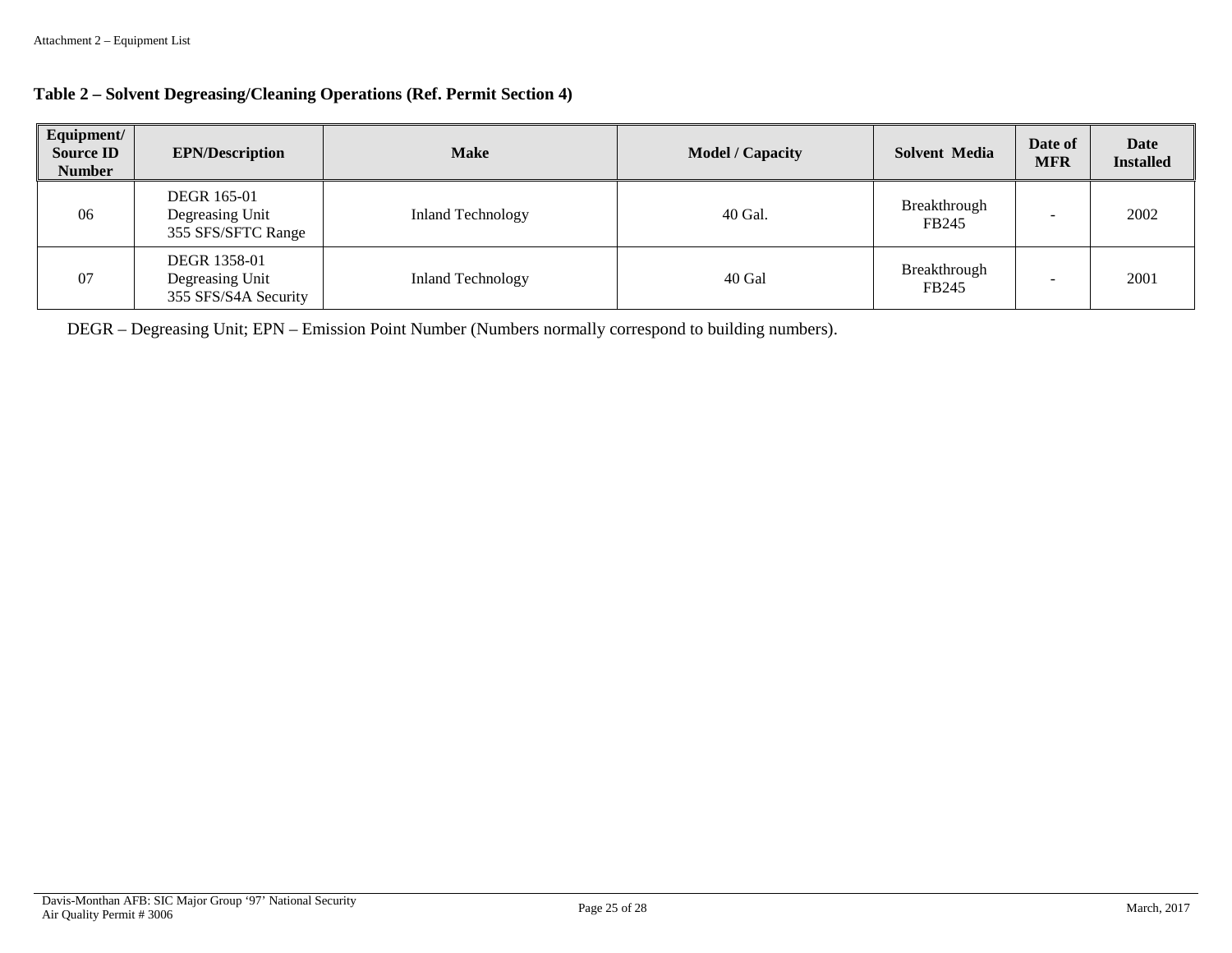Attachment 2 – Equipment List

**Table 2 – Solvent Degreasing/Cleaning Operations (Ref. Permit Section 4)**

| Equipment/ Source ID Number | EPN/Description | Make | Model / Capacity | Solvent Media | Date of MFR | Date Installed |
|---|---|---|---|---|---|---|
| 06 | DEGR 165-01 Degreasing Unit 355 SFS/SFTC Range | Inland Technology | 40 Gal. | Breakthrough FB245 | - | 2002 |
| 07 | DEGR 1358-01 Degreasing Unit 355 SFS/S4A Security | Inland Technology | 40 Gal | Breakthrough FB245 | - | 2001 |

DEGR – Degreasing Unit; EPN – Emission Point Number (Numbers normally correspond to building numbers).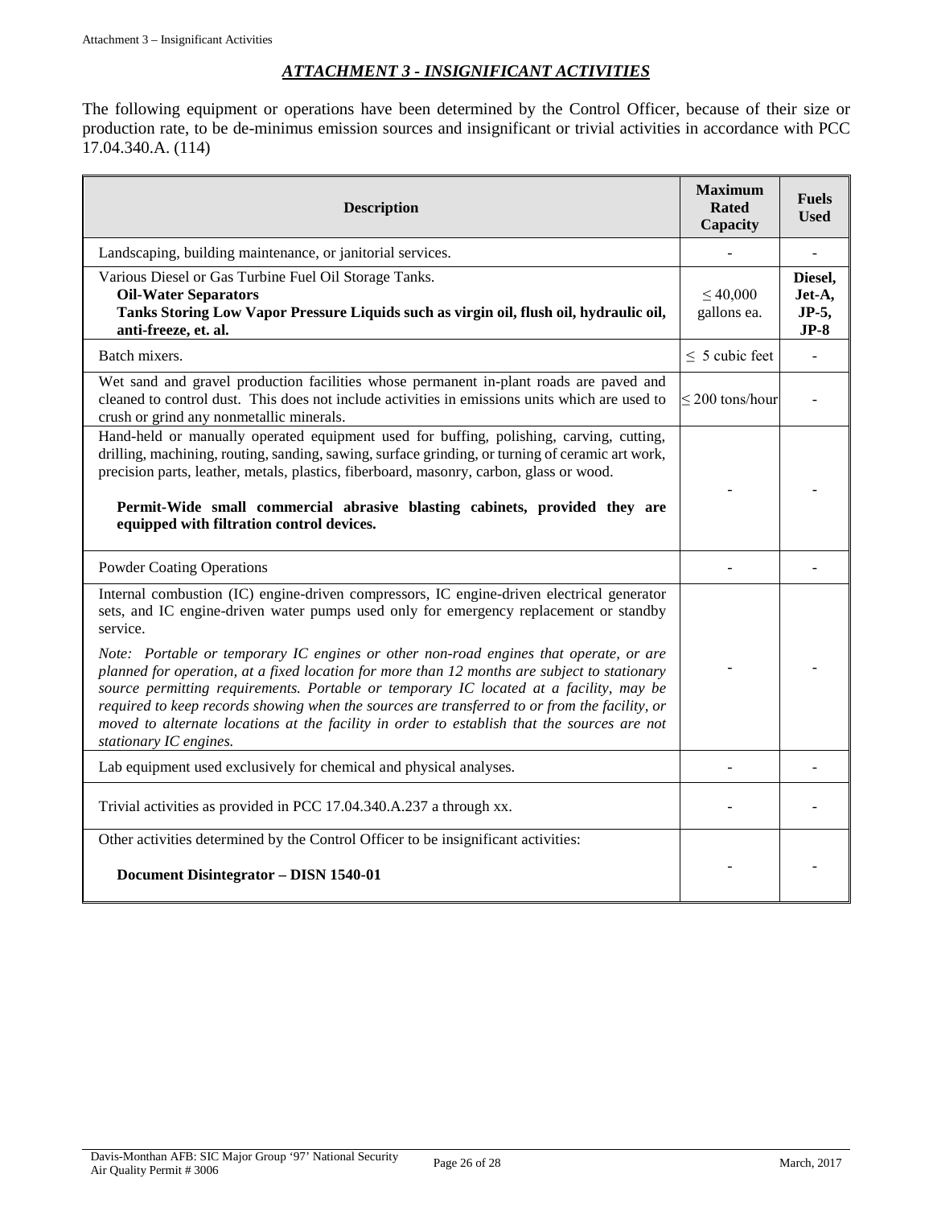## *ATTACHMENT 3 - INSIGNIFICANT ACTIVITIES*

The following equipment or operations have been determined by the Control Officer, because of their size or production rate, to be de-minimus emission sources and insignificant or trivial activities in accordance with PCC 17.04.340.A. (114)

| Description | Maximum Rated Capacity | Fuels Used |
|---|---|---|
| Landscaping, building maintenance, or janitorial services. | - | - |
| Various Diesel or Gas Turbine Fuel Oil Storage Tanks.<br>**Oil-Water Separators**<br>**Tanks Storing Low Vapor Pressure Liquids such as virgin oil, flush oil, hydraulic oil, anti-freeze, et. al.** | ≤ 40,000 gallons ea. | **Diesel, Jet-A, JP-5, JP-8** |
| Batch mixers. | ≤ 5 cubic feet | - |
| Wet sand and gravel production facilities whose permanent in-plant roads are paved and cleaned to control dust. This does not include activities in emissions units which are used to crush or grind any nonmetallic minerals. | ≤ 200 tons/hour | - |
| Hand-held or manually operated equipment used for buffing, polishing, carving, cutting, drilling, machining, routing, sanding, sawing, surface grinding, or turning of ceramic art work, precision parts, leather, metals, plastics, fiberboard, masonry, carbon, glass or wood.<br><br>**Permit-Wide small commercial abrasive blasting cabinets, provided they are equipped with filtration control devices.** | - | - |
| Powder Coating Operations | - | - |
| Internal combustion (IC) engine-driven compressors, IC engine-driven electrical generator sets, and IC engine-driven water pumps used only for emergency replacement or standby service.<br><br>*Note: Portable or temporary IC engines or other non-road engines that operate, or are planned for operation, at a fixed location for more than 12 months are subject to stationary source permitting requirements. Portable or temporary IC located at a facility, may be required to keep records showing when the sources are transferred to or from the facility, or moved to alternate locations at the facility in order to establish that the sources are not stationary IC engines.* | - | - |
| Lab equipment used exclusively for chemical and physical analyses. | - | - |
| Trivial activities as provided in PCC 17.04.340.A.237 a through xx. | - | - |
| Other activities determined by the Control Officer to be insignificant activities:<br><br>**Document Disintegrator – DISN 1540-01** | - | - |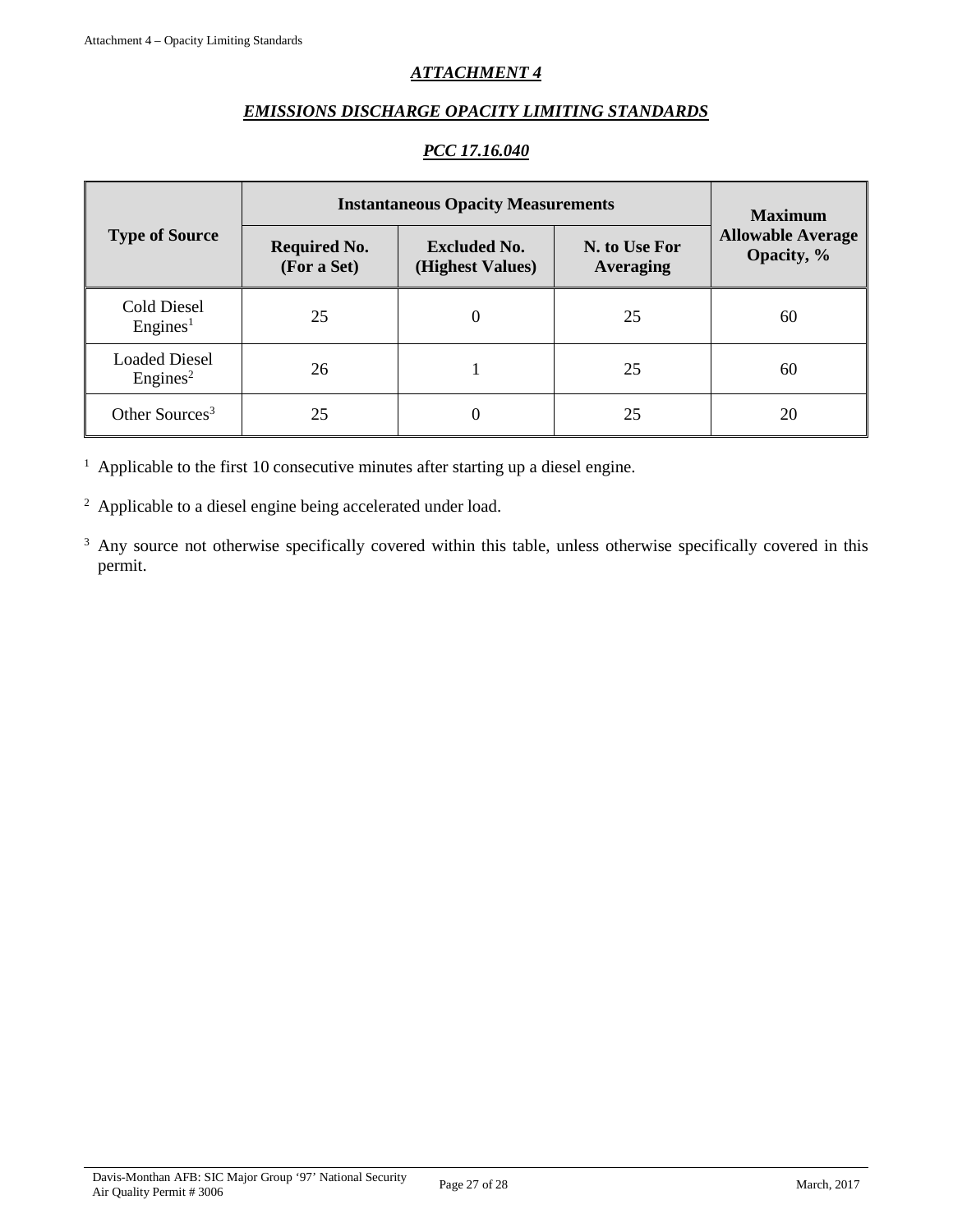# ***ATTACHMENT 4***

## ***EMISSIONS DISCHARGE OPACITY LIMITING STANDARDS***

### ***PCC 17.16.040***

| Type of Source | Instantaneous Opacity Measurements | | | Maximum Allowable Average Opacity, % |
|---|---|---|---|---|
| | **Required No. (For a Set)** | **Excluded No. (Highest Values)** | **N. to Use For Averaging** | |
| Cold Diesel Engines[1] | 25 | 0 | 25 | 60 |
| Loaded Diesel Engines[2] | 26 | 1 | 25 | 60 |
| Other Sources[3] | 25 | 0 | 25 | 20 |

[1] Applicable to the first 10 consecutive minutes after starting up a diesel engine.

[2] Applicable to a diesel engine being accelerated under load.

[3] Any source not otherwise specifically covered within this table, unless otherwise specifically covered in this permit.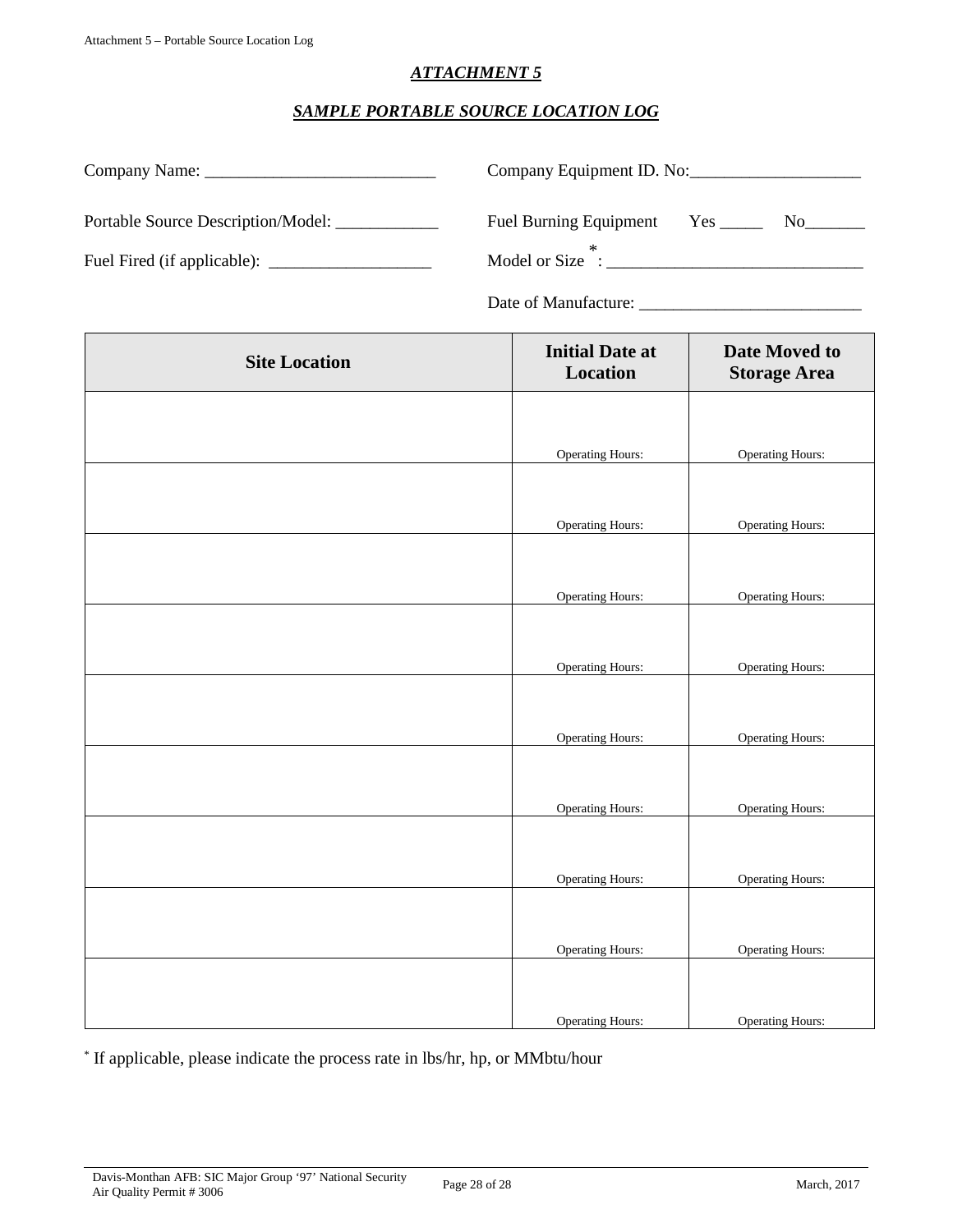## *ATTACHMENT 5*

## *SAMPLE PORTABLE SOURCE LOCATION LOG*

Company Name: ___________________________

Company Equipment ID. No:___________________

Portable Source Description/Model: ___________

Fuel Burning Equipment Yes _____ No_______

Fuel Fired (if applicable): __________________

Model or Size *: _____________________________

Date of Manufacture: _________________________

| Site Location | Initial Date at Location | Date Moved to Storage Area |
|---|---|---|
| | Operating Hours: | Operating Hours: |
| | Operating Hours: | Operating Hours: |
| | Operating Hours: | Operating Hours: |
| | Operating Hours: | Operating Hours: |
| | Operating Hours: | Operating Hours: |
| | Operating Hours: | Operating Hours: |
| | Operating Hours: | Operating Hours: |
| | Operating Hours: | Operating Hours: |
| | Operating Hours: | Operating Hours: |

* If applicable, please indicate the process rate in lbs/hr, hp, or MMbtu/hour